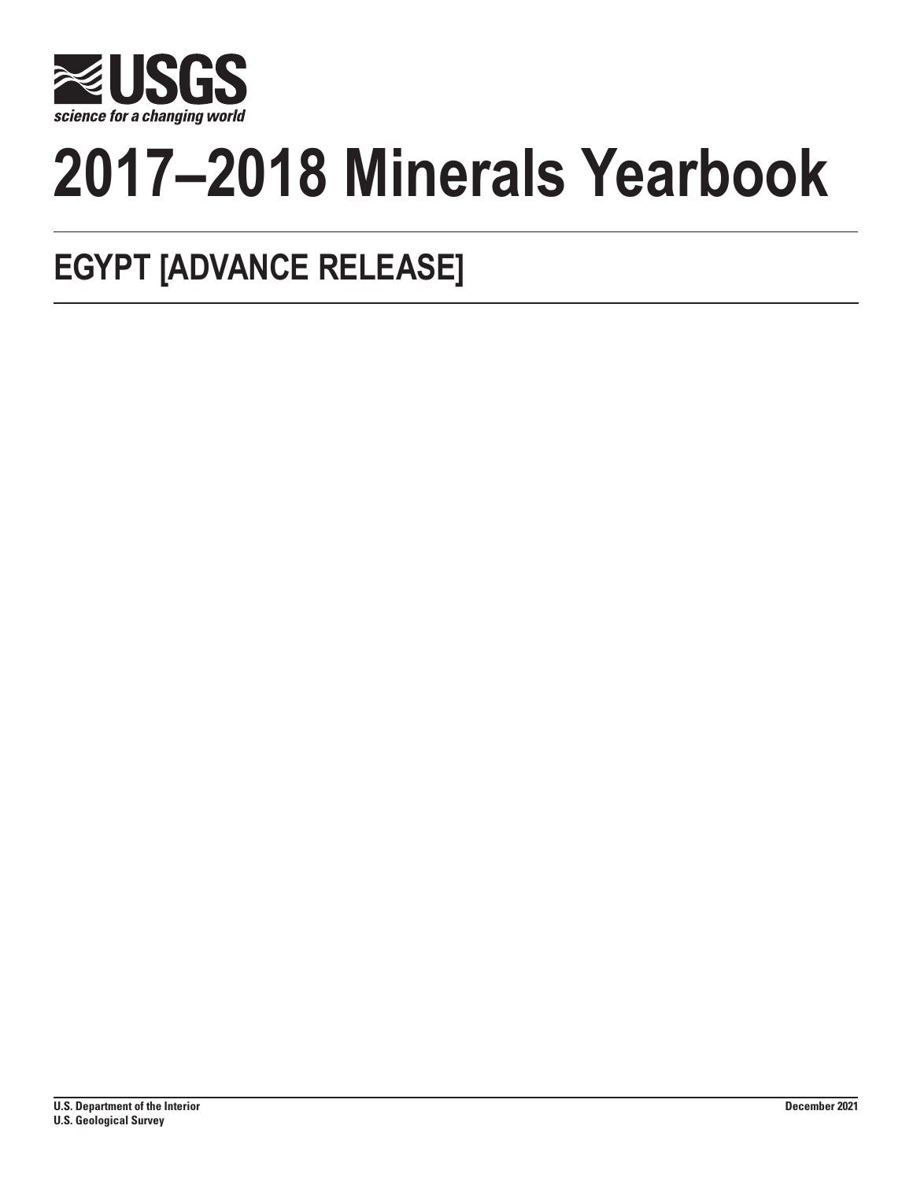USGS

science for a changing world

# 2017–2018 Minerals Yearbook

## EGYPT [ADVANCE RELEASE]

U.S. Department of the Interior
U.S. Geological Survey

December 2021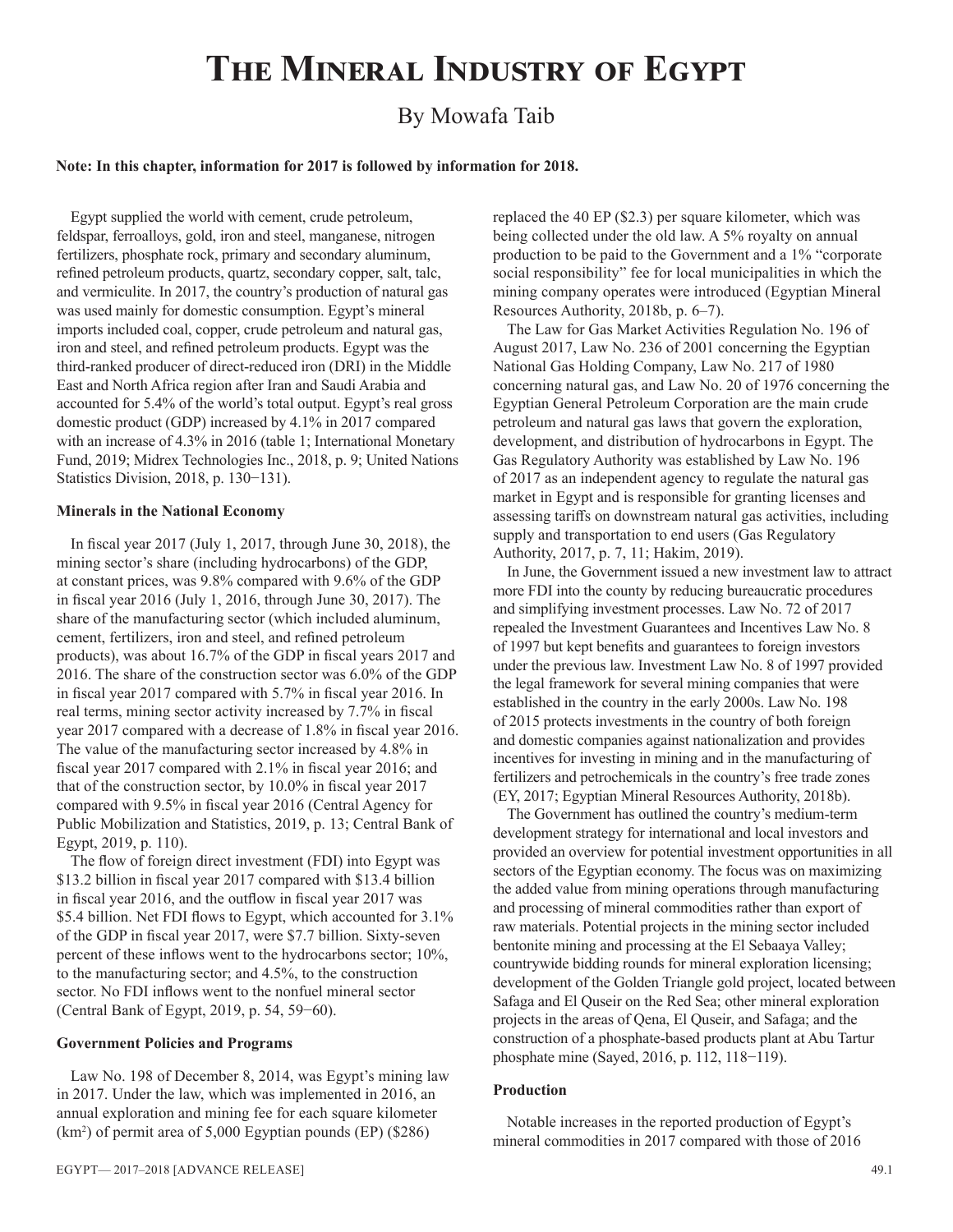# The Mineral Industry of Egypt

By Mowafa Taib

**Note: In this chapter, information for 2017 is followed by information for 2018.**

Egypt supplied the world with cement, crude petroleum, feldspar, ferroalloys, gold, iron and steel, manganese, nitrogen fertilizers, phosphate rock, primary and secondary aluminum, refined petroleum products, quartz, secondary copper, salt, talc, and vermiculite. In 2017, the country's production of natural gas was used mainly for domestic consumption. Egypt's mineral imports included coal, copper, crude petroleum and natural gas, iron and steel, and refined petroleum products. Egypt was the third-ranked producer of direct-reduced iron (DRI) in the Middle East and North Africa region after Iran and Saudi Arabia and accounted for 5.4% of the world's total output. Egypt's real gross domestic product (GDP) increased by 4.1% in 2017 compared with an increase of 4.3% in 2016 (table 1; International Monetary Fund, 2019; Midrex Technologies Inc., 2018, p. 9; United Nations Statistics Division, 2018, p. 130−131).

### Minerals in the National Economy

In fiscal year 2017 (July 1, 2017, through June 30, 2018), the mining sector's share (including hydrocarbons) of the GDP, at constant prices, was 9.8% compared with 9.6% of the GDP in fiscal year 2016 (July 1, 2016, through June 30, 2017). The share of the manufacturing sector (which included aluminum, cement, fertilizers, iron and steel, and refined petroleum products), was about 16.7% of the GDP in fiscal years 2017 and 2016. The share of the construction sector was 6.0% of the GDP in fiscal year 2017 compared with 5.7% in fiscal year 2016. In real terms, mining sector activity increased by 7.7% in fiscal year 2017 compared with a decrease of 1.8% in fiscal year 2016. The value of the manufacturing sector increased by 4.8% in fiscal year 2017 compared with 2.1% in fiscal year 2016; and that of the construction sector, by 10.0% in fiscal year 2017 compared with 9.5% in fiscal year 2016 (Central Agency for Public Mobilization and Statistics, 2019, p. 13; Central Bank of Egypt, 2019, p. 110).

The flow of foreign direct investment (FDI) into Egypt was $13.2 billion in fiscal year 2017 compared with $13.4 billion in fiscal year 2016, and the outflow in fiscal year 2017 was $5.4 billion. Net FDI flows to Egypt, which accounted for 3.1% of the GDP in fiscal year 2017, were $7.7 billion. Sixty-seven percent of these inflows went to the hydrocarbons sector; 10%, to the manufacturing sector; and 4.5%, to the construction sector. No FDI inflows went to the nonfuel mineral sector (Central Bank of Egypt, 2019, p. 54, 59−60).

### Government Policies and Programs

Law No. 198 of December 8, 2014, was Egypt's mining law in 2017. Under the law, which was implemented in 2016, an annual exploration and mining fee for each square kilometer ($km^2$) of permit area of 5,000 Egyptian pounds (EP) ($286) replaced the 40 EP ($2.3) per square kilometer, which was being collected under the old law. A 5% royalty on annual production to be paid to the Government and a 1% "corporate social responsibility" fee for local municipalities in which the mining company operates were introduced (Egyptian Mineral Resources Authority, 2018b, p. 6–7).

The Law for Gas Market Activities Regulation No. 196 of August 2017, Law No. 236 of 2001 concerning the Egyptian National Gas Holding Company, Law No. 217 of 1980 concerning natural gas, and Law No. 20 of 1976 concerning the Egyptian General Petroleum Corporation are the main crude petroleum and natural gas laws that govern the exploration, development, and distribution of hydrocarbons in Egypt. The Gas Regulatory Authority was established by Law No. 196 of 2017 as an independent agency to regulate the natural gas market in Egypt and is responsible for granting licenses and assessing tariffs on downstream natural gas activities, including supply and transportation to end users (Gas Regulatory Authority, 2017, p. 7, 11; Hakim, 2019).

In June, the Government issued a new investment law to attract more FDI into the county by reducing bureaucratic procedures and simplifying investment processes. Law No. 72 of 2017 repealed the Investment Guarantees and Incentives Law No. 8 of 1997 but kept benefits and guarantees to foreign investors under the previous law. Investment Law No. 8 of 1997 provided the legal framework for several mining companies that were established in the country in the early 2000s. Law No. 198 of 2015 protects investments in the country of both foreign and domestic companies against nationalization and provides incentives for investing in mining and in the manufacturing of fertilizers and petrochemicals in the country's free trade zones (EY, 2017; Egyptian Mineral Resources Authority, 2018b).

The Government has outlined the country's medium-term development strategy for international and local investors and provided an overview for potential investment opportunities in all sectors of the Egyptian economy. The focus was on maximizing the added value from mining operations through manufacturing and processing of mineral commodities rather than export of raw materials. Potential projects in the mining sector included bentonite mining and processing at the El Sebaaya Valley; countrywide bidding rounds for mineral exploration licensing; development of the Golden Triangle gold project, located between Safaga and El Quseir on the Red Sea; other mineral exploration projects in the areas of Qena, El Quseir, and Safaga; and the construction of a phosphate-based products plant at Abu Tartur phosphate mine (Sayed, 2016, p. 112, 118−119).

### Production

Notable increases in the reported production of Egypt's mineral commodities in 2017 compared with those of 2016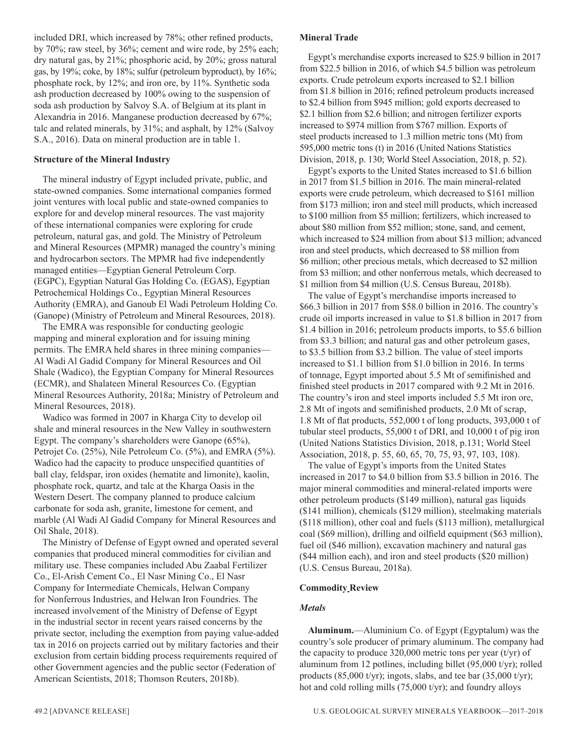included DRI, which increased by 78%; other refined products, by 70%; raw steel, by 36%; cement and wire rode, by 25% each; dry natural gas, by 21%; phosphoric acid, by 20%; gross natural gas, by 19%; coke, by 18%; sulfur (petroleum byproduct), by 16%; phosphate rock, by 12%; and iron ore, by 11%. Synthetic soda ash production decreased by 100% owing to the suspension of soda ash production by Salvoy S.A. of Belgium at its plant in Alexandria in 2016. Manganese production decreased by 67%; talc and related minerals, by 31%; and asphalt, by 12% (Salvoy S.A., 2016). Data on mineral production are in table 1.

**Structure of the Mineral Industry**

The mineral industry of Egypt included private, public, and state-owned companies. Some international companies formed joint ventures with local public and state-owned companies to explore for and develop mineral resources. The vast majority of these international companies were exploring for crude petroleum, natural gas, and gold. The Ministry of Petroleum and Mineral Resources (MPMR) managed the country's mining and hydrocarbon sectors. The MPMR had five independently managed entities—Egyptian General Petroleum Corp. (EGPC), Egyptian Natural Gas Holding Co. (EGAS), Egyptian Petrochemical Holdings Co., Egyptian Mineral Resources Authority (EMRA), and Ganoub El Wadi Petroleum Holding Co. (Ganope) (Ministry of Petroleum and Mineral Resources, 2018).

The EMRA was responsible for conducting geologic mapping and mineral exploration and for issuing mining permits. The EMRA held shares in three mining companies—Al Wadi Al Gadid Company for Mineral Resources and Oil Shale (Wadico), the Egyptian Company for Mineral Resources (ECMR), and Shalateen Mineral Resources Co. (Egyptian Mineral Resources Authority, 2018a; Ministry of Petroleum and Mineral Resources, 2018).

Wadico was formed in 2007 in Kharga City to develop oil shale and mineral resources in the New Valley in southwestern Egypt. The company's shareholders were Ganope (65%), Petrojet Co. (25%), Nile Petroleum Co. (5%), and EMRA (5%). Wadico had the capacity to produce unspecified quantities of ball clay, feldspar, iron oxides (hematite and limonite), kaolin, phosphate rock, quartz, and talc at the Kharga Oasis in the Western Desert. The company planned to produce calcium carbonate for soda ash, granite, limestone for cement, and marble (Al Wadi Al Gadid Company for Mineral Resources and Oil Shale, 2018).

The Ministry of Defense of Egypt owned and operated several companies that produced mineral commodities for civilian and military use. These companies included Abu Zaabal Fertilizer Co., El-Arish Cement Co., El Nasr Mining Co., El Nasr Company for Intermediate Chemicals, Helwan Company for Nonferrous Industries, and Helwan Iron Foundries. The increased involvement of the Ministry of Defense of Egypt in the industrial sector in recent years raised concerns by the private sector, including the exemption from paying value-added tax in 2016 on projects carried out by military factories and their exclusion from certain bidding process requirements required of other Government agencies and the public sector (Federation of American Scientists, 2018; Thomson Reuters, 2018b).

**Mineral Trade**

Egypt's merchandise exports increased to $25.9 billion in 2017 from $22.5 billion in 2016, of which $4.5 billion was petroleum exports. Crude petroleum exports increased to $2.1 billion from $1.8 billion in 2016; refined petroleum products increased to $2.4 billion from $945 million; gold exports decreased to $2.1 billion from $2.6 billion; and nitrogen fertilizer exports increased to $974 million from $767 million. Exports of steel products increased to 1.3 million metric tons (Mt) from 595,000 metric tons (t) in 2016 (United Nations Statistics Division, 2018, p. 130; World Steel Association, 2018, p. 52).

Egypt's exports to the United States increased to $1.6 billion in 2017 from $1.5 billion in 2016. The main mineral-related exports were crude petroleum, which decreased to $161 million from $173 million; iron and steel mill products, which increased to $100 million from $5 million; fertilizers, which increased to about $80 million from $52 million; stone, sand, and cement, which increased to $24 million from about $13 million; advanced iron and steel products, which decreased to $8 million from $6 million; other precious metals, which decreased to $2 million from $3 million; and other nonferrous metals, which decreased to $1 million from $4 million (U.S. Census Bureau, 2018b).

The value of Egypt's merchandise imports increased to $66.3 billion in 2017 from $58.0 billion in 2016. The country's crude oil imports increased in value to $1.8 billion in 2017 from $1.4 billion in 2016; petroleum products imports, to $5.6 billion from $3.3 billion; and natural gas and other petroleum gases, to $3.5 billion from $3.2 billion. The value of steel imports increased to $1.1 billion from $1.0 billion in 2016. In terms of tonnage, Egypt imported about 5.5 Mt of semifinished and finished steel products in 2017 compared with 9.2 Mt in 2016. The country's iron and steel imports included 5.5 Mt iron ore, 2.8 Mt of ingots and semifinished products, 2.0 Mt of scrap, 1.8 Mt of flat products, 552,000 t of long products, 393,000 t of tubular steel products, 55,000 t of DRI, and 10,000 t of pig iron (United Nations Statistics Division, 2018, p.131; World Steel Association, 2018, p. 55, 60, 65, 70, 75, 93, 97, 103, 108).

The value of Egypt's imports from the United States increased in 2017 to $4.0 billion from $3.5 billion in 2016. The major mineral commodities and mineral-related imports were other petroleum products ($149 million), natural gas liquids ($141 million), chemicals ($129 million), steelmaking materials ($118 million), other coal and fuels ($113 million), metallurgical coal ($69 million), drilling and oilfield equipment ($63 million), fuel oil ($46 million), excavation machinery and natural gas ($44 million each), and iron and steel products ($20 million) (U.S. Census Bureau, 2018a).

**Commodity Review**

*Metals*

**Aluminum.**—Aluminium Co. of Egypt (Egyptalum) was the country's sole producer of primary aluminum. The company had the capacity to produce 320,000 metric tons per year (t/yr) of aluminum from 12 potlines, including billet (95,000 t/yr); rolled products (85,000 t/yr); ingots, slabs, and tee bar (35,000 t/yr); hot and cold rolling mills (75,000 t/yr); and foundry alloys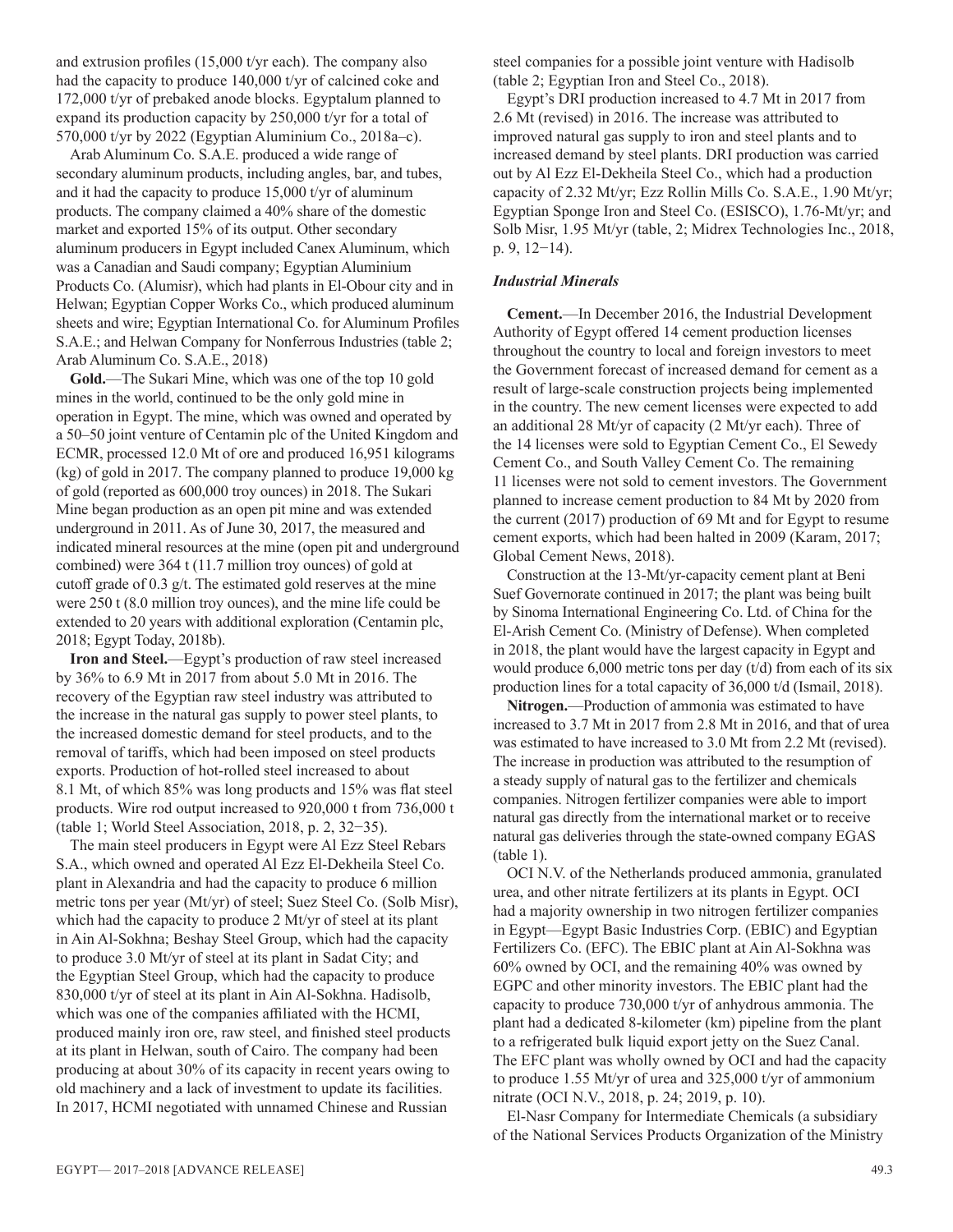and extrusion profiles (15,000 t/yr each). The company also had the capacity to produce 140,000 t/yr of calcined coke and 172,000 t/yr of prebaked anode blocks. Egyptalum planned to expand its production capacity by 250,000 t/yr for a total of 570,000 t/yr by 2022 (Egyptian Aluminium Co., 2018a–c).

Arab Aluminum Co. S.A.E. produced a wide range of secondary aluminum products, including angles, bar, and tubes, and it had the capacity to produce 15,000 t/yr of aluminum products. The company claimed a 40% share of the domestic market and exported 15% of its output. Other secondary aluminum producers in Egypt included Canex Aluminum, which was a Canadian and Saudi company; Egyptian Aluminium Products Co. (Alumisr), which had plants in El-Obour city and in Helwan; Egyptian Copper Works Co., which produced aluminum sheets and wire; Egyptian International Co. for Aluminum Profiles S.A.E.; and Helwan Company for Nonferrous Industries (table 2; Arab Aluminum Co. S.A.E., 2018)

**Gold.**—The Sukari Mine, which was one of the top 10 gold mines in the world, continued to be the only gold mine in operation in Egypt. The mine, which was owned and operated by a 50–50 joint venture of Centamin plc of the United Kingdom and ECMR, processed 12.0 Mt of ore and produced 16,951 kilograms (kg) of gold in 2017. The company planned to produce 19,000 kg of gold (reported as 600,000 troy ounces) in 2018. The Sukari Mine began production as an open pit mine and was extended underground in 2011. As of June 30, 2017, the measured and indicated mineral resources at the mine (open pit and underground combined) were 364 t (11.7 million troy ounces) of gold at cutoff grade of 0.3 g/t. The estimated gold reserves at the mine were 250 t (8.0 million troy ounces), and the mine life could be extended to 20 years with additional exploration (Centamin plc, 2018; Egypt Today, 2018b).

**Iron and Steel.**—Egypt's production of raw steel increased by 36% to 6.9 Mt in 2017 from about 5.0 Mt in 2016. The recovery of the Egyptian raw steel industry was attributed to the increase in the natural gas supply to power steel plants, to the increased domestic demand for steel products, and to the removal of tariffs, which had been imposed on steel products exports. Production of hot-rolled steel increased to about 8.1 Mt, of which 85% was long products and 15% was flat steel products. Wire rod output increased to 920,000 t from 736,000 t (table 1; World Steel Association, 2018, p. 2, 32−35).

The main steel producers in Egypt were Al Ezz Steel Rebars S.A., which owned and operated Al Ezz El-Dekheila Steel Co. plant in Alexandria and had the capacity to produce 6 million metric tons per year (Mt/yr) of steel; Suez Steel Co. (Solb Misr), which had the capacity to produce 2 Mt/yr of steel at its plant in Ain Al-Sokhna; Beshay Steel Group, which had the capacity to produce 3.0 Mt/yr of steel at its plant in Sadat City; and the Egyptian Steel Group, which had the capacity to produce 830,000 t/yr of steel at its plant in Ain Al-Sokhna. Hadisolb, which was one of the companies affiliated with the HCMI, produced mainly iron ore, raw steel, and finished steel products at its plant in Helwan, south of Cairo. The company had been producing at about 30% of its capacity in recent years owing to old machinery and a lack of investment to update its facilities. In 2017, HCMI negotiated with unnamed Chinese and Russian steel companies for a possible joint venture with Hadisolb (table 2; Egyptian Iron and Steel Co., 2018).

Egypt's DRI production increased to 4.7 Mt in 2017 from 2.6 Mt (revised) in 2016. The increase was attributed to improved natural gas supply to iron and steel plants and to increased demand by steel plants. DRI production was carried out by Al Ezz El-Dekheila Steel Co., which had a production capacity of 2.32 Mt/yr; Ezz Rollin Mills Co. S.A.E., 1.90 Mt/yr; Egyptian Sponge Iron and Steel Co. (ESISCO), 1.76-Mt/yr; and Solb Misr, 1.95 Mt/yr (table, 2; Midrex Technologies Inc., 2018, p. 9, 12−14).

### *Industrial Minerals*

**Cement.**—In December 2016, the Industrial Development Authority of Egypt offered 14 cement production licenses throughout the country to local and foreign investors to meet the Government forecast of increased demand for cement as a result of large-scale construction projects being implemented in the country. The new cement licenses were expected to add an additional 28 Mt/yr of capacity (2 Mt/yr each). Three of the 14 licenses were sold to Egyptian Cement Co., El Sewedy Cement Co., and South Valley Cement Co. The remaining 11 licenses were not sold to cement investors. The Government planned to increase cement production to 84 Mt by 2020 from the current (2017) production of 69 Mt and for Egypt to resume cement exports, which had been halted in 2009 (Karam, 2017; Global Cement News, 2018).

Construction at the 13-Mt/yr-capacity cement plant at Beni Suef Governorate continued in 2017; the plant was being built by Sinoma International Engineering Co. Ltd. of China for the El-Arish Cement Co. (Ministry of Defense). When completed in 2018, the plant would have the largest capacity in Egypt and would produce 6,000 metric tons per day (t/d) from each of its six production lines for a total capacity of 36,000 t/d (Ismail, 2018).

**Nitrogen.**—Production of ammonia was estimated to have increased to 3.7 Mt in 2017 from 2.8 Mt in 2016, and that of urea was estimated to have increased to 3.0 Mt from 2.2 Mt (revised). The increase in production was attributed to the resumption of a steady supply of natural gas to the fertilizer and chemicals companies. Nitrogen fertilizer companies were able to import natural gas directly from the international market or to receive natural gas deliveries through the state-owned company EGAS (table 1).

OCI N.V. of the Netherlands produced ammonia, granulated urea, and other nitrate fertilizers at its plants in Egypt. OCI had a majority ownership in two nitrogen fertilizer companies in Egypt—Egypt Basic Industries Corp. (EBIC) and Egyptian Fertilizers Co. (EFC). The EBIC plant at Ain Al-Sokhna was 60% owned by OCI, and the remaining 40% was owned by EGPC and other minority investors. The EBIC plant had the capacity to produce 730,000 t/yr of anhydrous ammonia. The plant had a dedicated 8-kilometer (km) pipeline from the plant to a refrigerated bulk liquid export jetty on the Suez Canal. The EFC plant was wholly owned by OCI and had the capacity to produce 1.55 Mt/yr of urea and 325,000 t/yr of ammonium nitrate (OCI N.V., 2018, p. 24; 2019, p. 10).

El-Nasr Company for Intermediate Chemicals (a subsidiary of the National Services Products Organization of the Ministry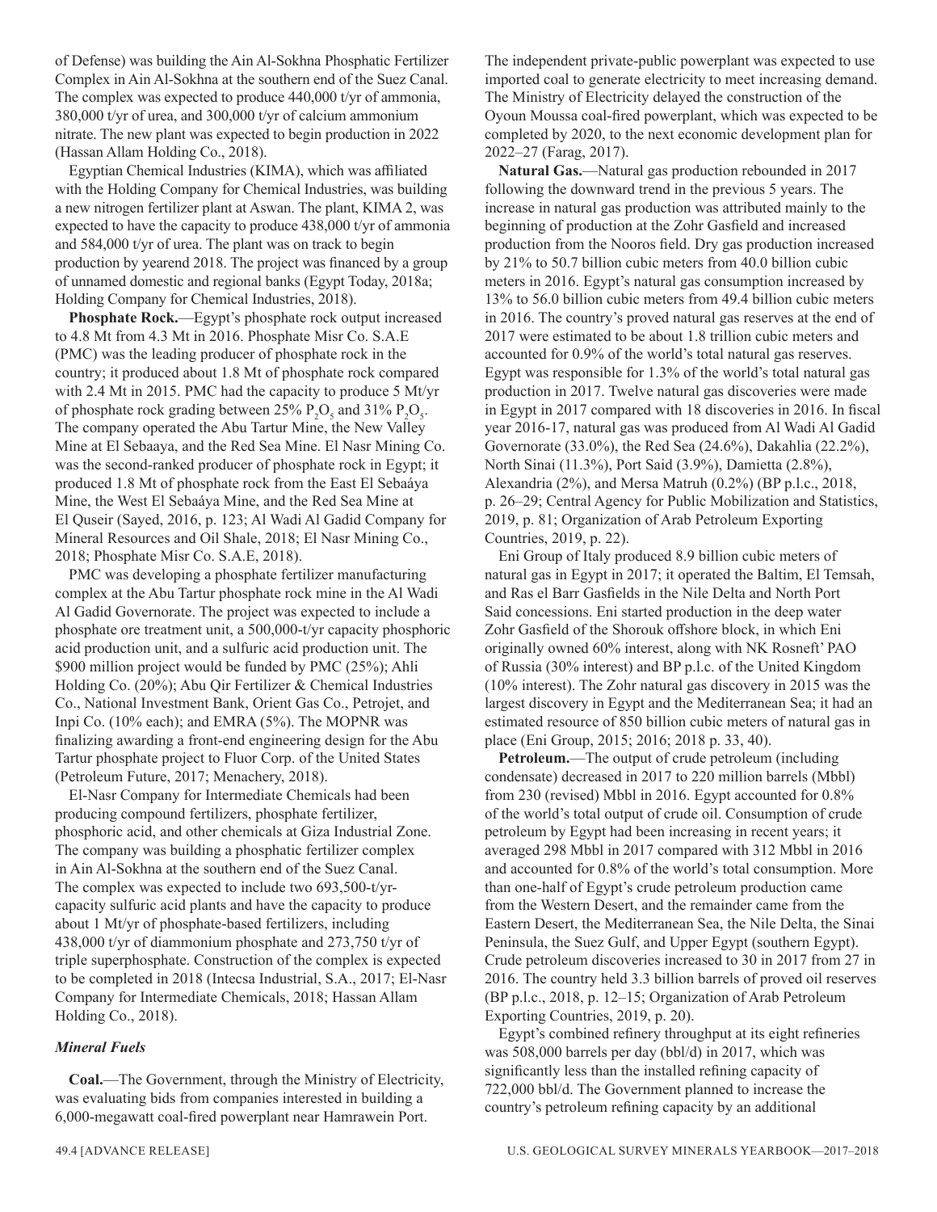of Defense) was building the Ain Al-Sokhna Phosphatic Fertilizer Complex in Ain Al-Sokhna at the southern end of the Suez Canal. The complex was expected to produce 440,000 t/yr of ammonia, 380,000 t/yr of urea, and 300,000 t/yr of calcium ammonium nitrate. The new plant was expected to begin production in 2022 (Hassan Allam Holding Co., 2018).

Egyptian Chemical Industries (KIMA), which was affiliated with the Holding Company for Chemical Industries, was building a new nitrogen fertilizer plant at Aswan. The plant, KIMA 2, was expected to have the capacity to produce 438,000 t/yr of ammonia and 584,000 t/yr of urea. The plant was on track to begin production by yearend 2018. The project was financed by a group of unnamed domestic and regional banks (Egypt Today, 2018a; Holding Company for Chemical Industries, 2018).

**Phosphate Rock.**—Egypt's phosphate rock output increased to 4.8 Mt from 4.3 Mt in 2016. Phosphate Misr Co. S.A.E (PMC) was the leading producer of phosphate rock in the country; it produced about 1.8 Mt of phosphate rock compared with 2.4 Mt in 2015. PMC had the capacity to produce 5 Mt/yr of phosphate rock grading between 25% $P_2O_5$ and 31% $P_2O_5$. The company operated the Abu Tartur Mine, the New Valley Mine at El Sebaaya, and the Red Sea Mine. El Nasr Mining Co. was the second-ranked producer of phosphate rock in Egypt; it produced 1.8 Mt of phosphate rock from the East El Sebaáya Mine, the West El Sebaáya Mine, and the Red Sea Mine at El Quseir (Sayed, 2016, p. 123; Al Wadi Al Gadid Company for Mineral Resources and Oil Shale, 2018; El Nasr Mining Co., 2018; Phosphate Misr Co. S.A.E, 2018).

PMC was developing a phosphate fertilizer manufacturing complex at the Abu Tartur phosphate rock mine in the Al Wadi Al Gadid Governorate. The project was expected to include a phosphate ore treatment unit, a 500,000-t/yr capacity phosphoric acid production unit, and a sulfuric acid production unit. The $900 million project would be funded by PMC (25%); Ahli Holding Co. (20%); Abu Qir Fertilizer & Chemical Industries Co., National Investment Bank, Orient Gas Co., Petrojet, and Inpi Co. (10% each); and EMRA (5%). The MOPNR was finalizing awarding a front-end engineering design for the Abu Tartur phosphate project to Fluor Corp. of the United States (Petroleum Future, 2017; Menachery, 2018).

El-Nasr Company for Intermediate Chemicals had been producing compound fertilizers, phosphate fertilizer, phosphoric acid, and other chemicals at Giza Industrial Zone. The company was building a phosphatic fertilizer complex in Ain Al-Sokhna at the southern end of the Suez Canal. The complex was expected to include two 693,500-t/yr-capacity sulfuric acid plants and have the capacity to produce about 1 Mt/yr of phosphate-based fertilizers, including 438,000 t/yr of diammonium phosphate and 273,750 t/yr of triple superphosphate. Construction of the complex is expected to be completed in 2018 (Intecsa Industrial, S.A., 2017; El-Nasr Company for Intermediate Chemicals, 2018; Hassan Allam Holding Co., 2018).

### *Mineral Fuels*

**Coal.**—The Government, through the Ministry of Electricity, was evaluating bids from companies interested in building a 6,000-megawatt coal-fired powerplant near Hamrawein Port. The independent private-public powerplant was expected to use imported coal to generate electricity to meet increasing demand. The Ministry of Electricity delayed the construction of the Oyoun Moussa coal-fired powerplant, which was expected to be completed by 2020, to the next economic development plan for 2022–27 (Farag, 2017).

**Natural Gas.**—Natural gas production rebounded in 2017 following the downward trend in the previous 5 years. The increase in natural gas production was attributed mainly to the beginning of production at the Zohr Gasfield and increased production from the Nooros field. Dry gas production increased by 21% to 50.7 billion cubic meters from 40.0 billion cubic meters in 2016. Egypt's natural gas consumption increased by 13% to 56.0 billion cubic meters from 49.4 billion cubic meters in 2016. The country's proved natural gas reserves at the end of 2017 were estimated to be about 1.8 trillion cubic meters and accounted for 0.9% of the world's total natural gas reserves. Egypt was responsible for 1.3% of the world's total natural gas production in 2017. Twelve natural gas discoveries were made in Egypt in 2017 compared with 18 discoveries in 2016. In fiscal year 2016-17, natural gas was produced from Al Wadi Al Gadid Governorate (33.0%), the Red Sea (24.6%), Dakahlia (22.2%), North Sinai (11.3%), Port Said (3.9%), Damietta (2.8%), Alexandria (2%), and Mersa Matruh (0.2%) (BP p.l.c., 2018, p. 26–29; Central Agency for Public Mobilization and Statistics, 2019, p. 81; Organization of Arab Petroleum Exporting Countries, 2019, p. 22).

Eni Group of Italy produced 8.9 billion cubic meters of natural gas in Egypt in 2017; it operated the Baltim, El Temsah, and Ras el Barr Gasfields in the Nile Delta and North Port Said concessions. Eni started production in the deep water Zohr Gasfield of the Shorouk offshore block, in which Eni originally owned 60% interest, along with NK Rosneft' PAO of Russia (30% interest) and BP p.l.c. of the United Kingdom (10% interest). The Zohr natural gas discovery in 2015 was the largest discovery in Egypt and the Mediterranean Sea; it had an estimated resource of 850 billion cubic meters of natural gas in place (Eni Group, 2015; 2016; 2018 p. 33, 40).

**Petroleum.**—The output of crude petroleum (including condensate) decreased in 2017 to 220 million barrels (Mbbl) from 230 (revised) Mbbl in 2016. Egypt accounted for 0.8% of the world's total output of crude oil. Consumption of crude petroleum by Egypt had been increasing in recent years; it averaged 298 Mbbl in 2017 compared with 312 Mbbl in 2016 and accounted for 0.8% of the world's total consumption. More than one-half of Egypt's crude petroleum production came from the Western Desert, and the remainder came from the Eastern Desert, the Mediterranean Sea, the Nile Delta, the Sinai Peninsula, the Suez Gulf, and Upper Egypt (southern Egypt). Crude petroleum discoveries increased to 30 in 2017 from 27 in 2016. The country held 3.3 billion barrels of proved oil reserves (BP p.l.c., 2018, p. 12–15; Organization of Arab Petroleum Exporting Countries, 2019, p. 20).

Egypt's combined refinery throughput at its eight refineries was 508,000 barrels per day (bbl/d) in 2017, which was significantly less than the installed refining capacity of 722,000 bbl/d. The Government planned to increase the country's petroleum refining capacity by an additional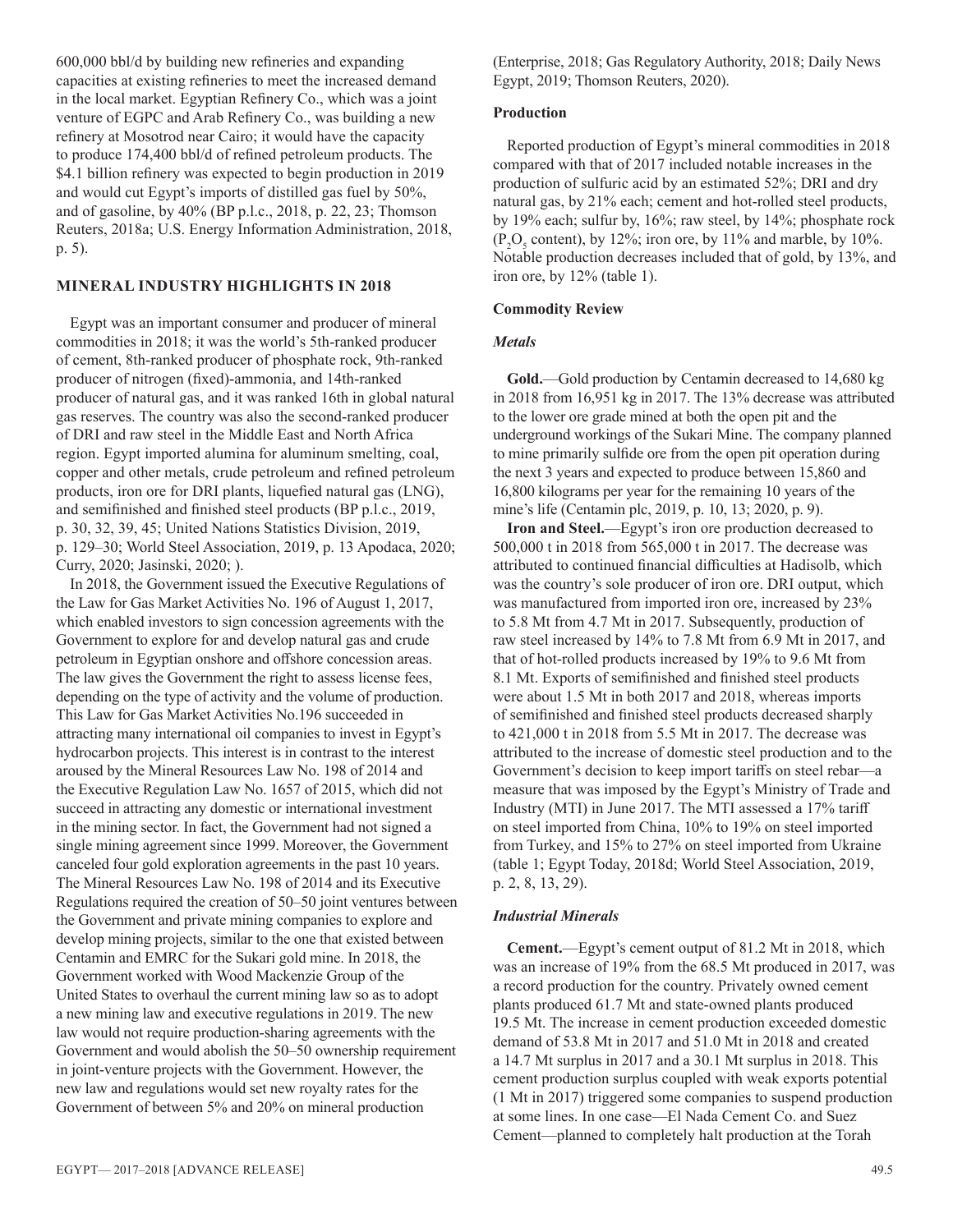600,000 bbl/d by building new refineries and expanding capacities at existing refineries to meet the increased demand in the local market. Egyptian Refinery Co., which was a joint venture of EGPC and Arab Refinery Co., was building a new refinery at Mosotrod near Cairo; it would have the capacity to produce 174,400 bbl/d of refined petroleum products. The $4.1 billion refinery was expected to begin production in 2019 and would cut Egypt's imports of distilled gas fuel by 50%, and of gasoline, by 40% (BP p.l.c., 2018, p. 22, 23; Thomson Reuters, 2018a; U.S. Energy Information Administration, 2018, p. 5).

## MINERAL INDUSTRY HIGHLIGHTS IN 2018

Egypt was an important consumer and producer of mineral commodities in 2018; it was the world's 5th-ranked producer of cement, 8th-ranked producer of phosphate rock, 9th-ranked producer of nitrogen (fixed)-ammonia, and 14th-ranked producer of natural gas, and it was ranked 16th in global natural gas reserves. The country was also the second-ranked producer of DRI and raw steel in the Middle East and North Africa region. Egypt imported alumina for aluminum smelting, coal, copper and other metals, crude petroleum and refined petroleum products, iron ore for DRI plants, liquefied natural gas (LNG), and semifinished and finished steel products (BP p.l.c., 2019, p. 30, 32, 39, 45; United Nations Statistics Division, 2019, p. 129–30; World Steel Association, 2019, p. 13 Apodaca, 2020; Curry, 2020; Jasinski, 2020; ).

In 2018, the Government issued the Executive Regulations of the Law for Gas Market Activities No. 196 of August 1, 2017, which enabled investors to sign concession agreements with the Government to explore for and develop natural gas and crude petroleum in Egyptian onshore and offshore concession areas. The law gives the Government the right to assess license fees, depending on the type of activity and the volume of production. This Law for Gas Market Activities No.196 succeeded in attracting many international oil companies to invest in Egypt's hydrocarbon projects. This interest is in contrast to the interest aroused by the Mineral Resources Law No. 198 of 2014 and the Executive Regulation Law No. 1657 of 2015, which did not succeed in attracting any domestic or international investment in the mining sector. In fact, the Government had not signed a single mining agreement since 1999. Moreover, the Government canceled four gold exploration agreements in the past 10 years. The Mineral Resources Law No. 198 of 2014 and its Executive Regulations required the creation of 50–50 joint ventures between the Government and private mining companies to explore and develop mining projects, similar to the one that existed between Centamin and EMRC for the Sukari gold mine. In 2018, the Government worked with Wood Mackenzie Group of the United States to overhaul the current mining law so as to adopt a new mining law and executive regulations in 2019. The new law would not require production-sharing agreements with the Government and would abolish the 50–50 ownership requirement in joint-venture projects with the Government. However, the new law and regulations would set new royalty rates for the Government of between 5% and 20% on mineral production (Enterprise, 2018; Gas Regulatory Authority, 2018; Daily News Egypt, 2019; Thomson Reuters, 2020).

### Production

Reported production of Egypt's mineral commodities in 2018 compared with that of 2017 included notable increases in the production of sulfuric acid by an estimated 52%; DRI and dry natural gas, by 21% each; cement and hot-rolled steel products, by 19% each; sulfur by, 16%; raw steel, by 14%; phosphate rock ($P_2O_5$ content), by 12%; iron ore, by 11% and marble, by 10%. Notable production decreases included that of gold, by 13%, and iron ore, by 12% (table 1).

### Commodity Review

#### *Metals*

**Gold.**—Gold production by Centamin decreased to 14,680 kg in 2018 from 16,951 kg in 2017. The 13% decrease was attributed to the lower ore grade mined at both the open pit and the underground workings of the Sukari Mine. The company planned to mine primarily sulfide ore from the open pit operation during the next 3 years and expected to produce between 15,860 and 16,800 kilograms per year for the remaining 10 years of the mine's life (Centamin plc, 2019, p. 10, 13; 2020, p. 9).

**Iron and Steel.**—Egypt's iron ore production decreased to 500,000 t in 2018 from 565,000 t in 2017. The decrease was attributed to continued financial difficulties at Hadisolb, which was the country's sole producer of iron ore. DRI output, which was manufactured from imported iron ore, increased by 23% to 5.8 Mt from 4.7 Mt in 2017. Subsequently, production of raw steel increased by 14% to 7.8 Mt from 6.9 Mt in 2017, and that of hot-rolled products increased by 19% to 9.6 Mt from 8.1 Mt. Exports of semifinished and finished steel products were about 1.5 Mt in both 2017 and 2018, whereas imports of semifinished and finished steel products decreased sharply to 421,000 t in 2018 from 5.5 Mt in 2017. The decrease was attributed to the increase of domestic steel production and to the Government's decision to keep import tariffs on steel rebar—a measure that was imposed by the Egypt's Ministry of Trade and Industry (MTI) in June 2017. The MTI assessed a 17% tariff on steel imported from China, 10% to 19% on steel imported from Turkey, and 15% to 27% on steel imported from Ukraine (table 1; Egypt Today, 2018d; World Steel Association, 2019, p. 2, 8, 13, 29).

#### *Industrial Minerals*

**Cement.**—Egypt's cement output of 81.2 Mt in 2018, which was an increase of 19% from the 68.5 Mt produced in 2017, was a record production for the country. Privately owned cement plants produced 61.7 Mt and state-owned plants produced 19.5 Mt. The increase in cement production exceeded domestic demand of 53.8 Mt in 2017 and 51.0 Mt in 2018 and created a 14.7 Mt surplus in 2017 and a 30.1 Mt surplus in 2018. This cement production surplus coupled with weak exports potential (1 Mt in 2017) triggered some companies to suspend production at some lines. In one case—El Nada Cement Co. and Suez Cement—planned to completely halt production at the Torah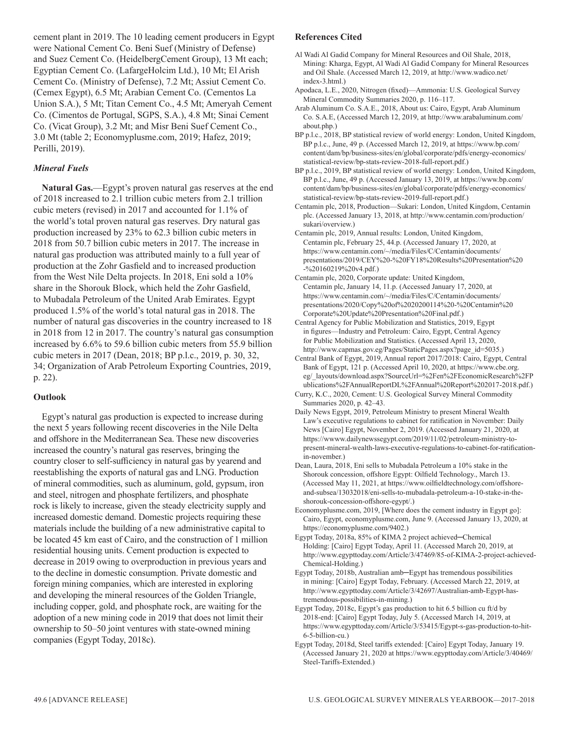cement plant in 2019. The 10 leading cement producers in Egypt were National Cement Co. Beni Suef (Ministry of Defense) and Suez Cement Co. (HeidelbergCement Group), 13 Mt each; Egyptian Cement Co. (LafargeHolcim Ltd.), 10 Mt; El Arish Cement Co. (Ministry of Defense), 7.2 Mt; Assiut Cement Co. (Cemex Egypt), 6.5 Mt; Arabian Cement Co. (Cementos La Union S.A.), 5 Mt; Titan Cement Co., 4.5 Mt; Ameryah Cement Co. (Cimentos de Portugal, SGPS, S.A.), 4.8 Mt; Sinai Cement Co. (Vicat Group), 3.2 Mt; and Misr Beni Suef Cement Co., 3.0 Mt (table 2; Economyplusme.com, 2019; Hafez, 2019; Perilli, 2019).

### *Mineral Fuels*

**Natural Gas.**—Egypt's proven natural gas reserves at the end of 2018 increased to 2.1 trillion cubic meters from 2.1 trillion cubic meters (revised) in 2017 and accounted for 1.1% of the world's total proven natural gas reserves. Dry natural gas production increased by 23% to 62.3 billion cubic meters in 2018 from 50.7 billion cubic meters in 2017. The increase in natural gas production was attributed mainly to a full year of production at the Zohr Gasfield and to increased production from the West Nile Delta projects. In 2018, Eni sold a 10% share in the Shorouk Block, which held the Zohr Gasfield, to Mubadala Petroleum of the United Arab Emirates. Egypt produced 1.5% of the world's total natural gas in 2018. The number of natural gas discoveries in the country increased to 18 in 2018 from 12 in 2017. The country's natural gas consumption increased by 6.6% to 59.6 billion cubic meters from 55.9 billion cubic meters in 2017 (Dean, 2018; BP p.l.c., 2019, p. 30, 32, 34; Organization of Arab Petroleum Exporting Countries, 2019, p. 22).

## Outlook

Egypt's natural gas production is expected to increase during the next 5 years following recent discoveries in the Nile Delta and offshore in the Mediterranean Sea. These new discoveries increased the country's natural gas reserves, bringing the country closer to self-sufficiency in natural gas by yearend and reestablishing the exports of natural gas and LNG. Production of mineral commodities, such as aluminum, gold, gypsum, iron and steel, nitrogen and phosphate fertilizers, and phosphate rock is likely to increase, given the steady electricity supply and increased domestic demand. Domestic projects requiring these materials include the building of a new administrative capital to be located 45 km east of Cairo, and the construction of 1 million residential housing units. Cement production is expected to decrease in 2019 owing to overproduction in previous years and to the decline in domestic consumption. Private domestic and foreign mining companies, which are interested in exploring and developing the mineral resources of the Golden Triangle, including copper, gold, and phosphate rock, are waiting for the adoption of a new mining code in 2019 that does not limit their ownership to 50–50 joint ventures with state-owned mining companies (Egypt Today, 2018c).

## References Cited

Al Wadi Al Gadid Company for Mineral Resources and Oil Shale, 2018, Mining: Kharga, Egypt, Al Wadi Al Gadid Company for Mineral Resources and Oil Shale. (Accessed March 12, 2019, at http://www.wadico.net/index-3.html.)

Apodaca, L.E., 2020, Nitrogen (fixed)—Ammonia: U.S. Geological Survey Mineral Commodity Summaries 2020, p. 116–117.

Arab Aluminum Co. S.A.E., 2018, About us: Cairo, Egypt, Arab Aluminum Co. S.A.E, (Accessed March 12, 2019, at http://www.arabaluminum.com/about.php.)

BP p.l.c., 2018, BP statistical review of world energy: London, United Kingdom, BP p.l.c., June, 49 p. (Accessed March 12, 2019, at https://www.bp.com/content/dam/bp/business-sites/en/global/corporate/pdfs/energy-economics/statistical-review/bp-stats-review-2018-full-report.pdf.)

BP p.l.c., 2019, BP statistical review of world energy: London, United Kingdom, BP p.l.c., June, 49 p. (Accessed January 13, 2019, at https://www.bp.com/content/dam/bp/business-sites/en/global/corporate/pdfs/energy-economics/statistical-review/bp-stats-review-2019-full-report.pdf.)

Centamin plc, 2018, Production—Sukari: London, United Kingdom, Centamin plc. (Accessed January 13, 2018, at http://www.centamin.com/production/sukari/overview.)

Centamin plc, 2019, Annual results: London, United Kingdom, Centamin plc, February 25, 44.p. (Accessed January 17, 2020, at https://www.centamin.com/~/media/Files/C/Centamin/documents/presentations/2019/CEY%20-%20FY18%20Results%20Presentation%20-%20160219%20v4.pdf.)

Centamin plc, 2020, Corporate update: United Kingdom, Centamin plc, January 14, 11.p. (Accessed January 17, 2020, at https://www.centamin.com/~/media/Files/C/Centamin/documents/presentations/2020/Copy%20of%2020200114%20-%20Centamin%20Corporate%20Update%20Presentation%20Final.pdf.)

Central Agency for Public Mobilization and Statistics, 2019, Egypt in figures—Industry and Petroleum: Cairo, Egypt, Central Agency for Public Mobilization and Statistics. (Accessed April 13, 2020, http://www.capmas.gov.eg/Pages/StaticPages.aspx?page_id=5035.)

Central Bank of Egypt, 2019, Annual report 2017/2018: Cairo, Egypt, Central Bank of Egypt, 121 p. (Accessed April 10, 2020, at https://www.cbe.org.eg/_layouts/download.aspx?SourceUrl=%2Fen%2FEconomicResearch%2FPublications%2FAnnualReportDL%2FAnnual%20Report%202017-2018.pdf.)

Curry, K.C., 2020, Cement: U.S. Geological Survey Mineral Commodity Summaries 2020, p. 42–43.

Daily News Egypt, 2019, Petroleum Ministry to present Mineral Wealth Law's executive regulations to cabinet for ratification in November: Daily News [Cairo] Egypt, November 2, 2019. (Accessed January 21, 2020, at https://wwww.dailynewssegypt.com/2019/11/02/petroleum-ministry-to-present-mineral-wealth-laws-executive-regulations-to-cabinet-for-ratification-in-november.)

Dean, Laura, 2018, Eni sells to Mubadala Petroleum a 10% stake in the Shorouk concession, offshore Egypt: Oilfield Technology., March 13. (Accessed May 11, 2021, at https://www.oilfieldtechnology.com/offshore-and-subsea/13032018/eni-sells-to-mubadala-petroleum-a-10-stake-in-the-shorouk-concession-offshore-egypt/.)

Economyplusme.com, 2019, [Where does the cement industry in Egypt go]: Cairo, Egypt, economyplusme.com, June 9. (Accessed January 13, 2020, at https://economyplusme.com/9402.)

Egypt Today, 2018a, 85% of KIMA 2 project achieved─Chemical Holding: [Cairo] Egypt Today, April 11. (Accessed March 20, 2019, at http://www.egypttoday.com/Article/3/47469/85-of-KIMA-2-project-achieved-Chemical-Holding.)

Egypt Today, 2018b, Australian amb─Egypt has tremendous possibilities in mining: [Cairo] Egypt Today, February. (Accessed March 22, 2019, at http://www.egypttoday.com/Article/3/42697/Australian-amb-Egypt-has-tremendous-possibilities-in-mining.)

Egypt Today, 2018c, Egypt's gas production to hit 6.5 billion cu ft/d by 2018-end: [Cairo] Egypt Today, July 5. (Accessed March 14, 2019, at https://www.egypttoday.com/Article/3/53415/Egypt-s-gas-production-to-hit-6-5-billion-cu.)

Egypt Today, 2018d, Steel tariffs extended: [Cairo] Egypt Today, January 19. (Accessed January 21, 2020 at https://www.egypttoday.com/Article/3/40469/Steel-Tariffs-Extended.)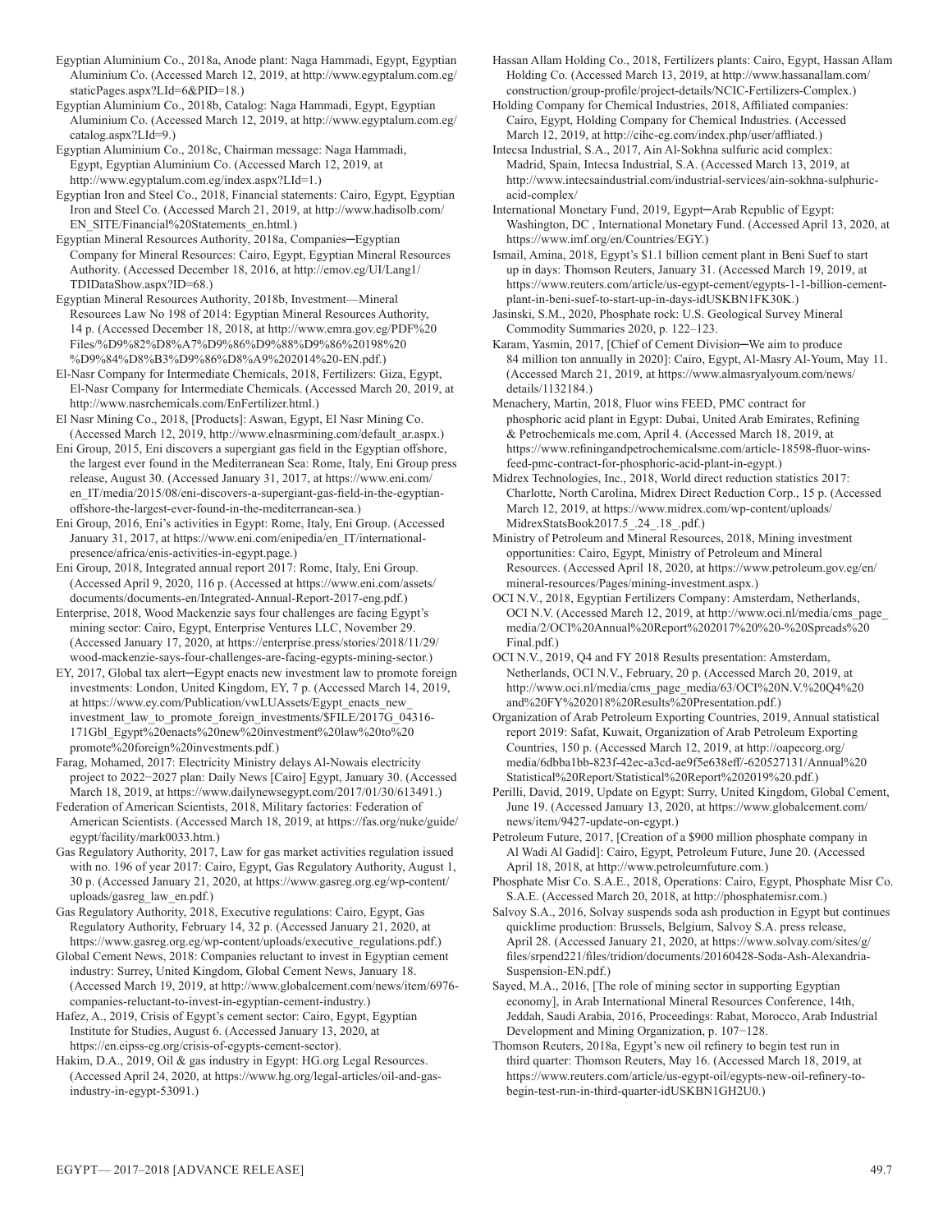Egyptian Aluminium Co., 2018a, Anode plant: Naga Hammadi, Egypt, Egyptian Aluminium Co. (Accessed March 12, 2019, at http://www.egyptalum.com.eg/staticPages.aspx?LId=6&PID=18.)

Egyptian Aluminium Co., 2018b, Catalog: Naga Hammadi, Egypt, Egyptian Aluminium Co. (Accessed March 12, 2019, at http://www.egyptalum.com.eg/catalog.aspx?LId=9.)

Egyptian Aluminium Co., 2018c, Chairman message: Naga Hammadi, Egypt, Egyptian Aluminium Co. (Accessed March 12, 2019, at http://www.egyptalum.com.eg/index.aspx?LId=1.)

Egyptian Iron and Steel Co., 2018, Financial statements: Cairo, Egypt, Egyptian Iron and Steel Co. (Accessed March 21, 2019, at http://www.hadisolb.com/EN_SITE/Financial%20Statements_en.html.)

Egyptian Mineral Resources Authority, 2018a, Companies─Egyptian Company for Mineral Resources: Cairo, Egypt, Egyptian Mineral Resources Authority. (Accessed December 18, 2016, at http://emov.eg/UI/Lang1/TDIDataShow.aspx?ID=68.)

Egyptian Mineral Resources Authority, 2018b, Investment—Mineral Resources Law No 198 of 2014: Egyptian Mineral Resources Authority, 14 p. (Accessed December 18, 2018, at http://www.emra.gov.eg/PDF%20Files/%D9%82%D8%A7%D9%86%D9%88%D9%86%20198%20%D9%84%D8%B3%D9%86%D8%A9%202014%20-EN.pdf.)

El-Nasr Company for Intermediate Chemicals, 2018, Fertilizers: Giza, Egypt, El-Nasr Company for Intermediate Chemicals. (Accessed March 20, 2019, at http://www.nasrchemicals.com/EnFertilizer.html.)

El Nasr Mining Co., 2018, [Products]: Aswan, Egypt, El Nasr Mining Co. (Accessed March 12, 2019, http://www.elnasrmining.com/default_ar.aspx.)

Eni Group, 2015, Eni discovers a supergiant gas field in the Egyptian offshore, the largest ever found in the Mediterranean Sea: Rome, Italy, Eni Group press release, August 30. (Accessed January 31, 2017, at https://www.eni.com/en_IT/media/2015/08/eni-discovers-a-supergiant-gas-field-in-the-egyptian-offshore-the-largest-ever-found-in-the-mediterranean-sea.)

Eni Group, 2016, Eni's activities in Egypt: Rome, Italy, Eni Group. (Accessed January 31, 2017, at https://www.eni.com/enipedia/en_IT/international-presence/africa/enis-activities-in-egypt.page.)

Eni Group, 2018, Integrated annual report 2017: Rome, Italy, Eni Group. (Accessed April 9, 2020, 116 p. (Accessed at https://www.eni.com/assets/documents/documents-en/Integrated-Annual-Report-2017-eng.pdf.)

Enterprise, 2018, Wood Mackenzie says four challenges are facing Egypt's mining sector: Cairo, Egypt, Enterprise Ventures LLC, November 29. (Accessed January 17, 2020, at https://enterprise.press/stories/2018/11/29/wood-mackenzie-says-four-challenges-are-facing-egypts-mining-sector.)

EY, 2017, Global tax alert─Egypt enacts new investment law to promote foreign investments: London, United Kingdom, EY, 7 p. (Accessed March 14, 2019, at https://www.ey.com/Publication/vwLUAssets/Egypt_enacts_new_investment_law_to_promote_foreign_investments/$FILE/2017G_04316-171Gbl_Egypt%20enacts%20new%20investment%20law%20to%20promote%20foreign%20investments.pdf.)

Farag, Mohamed, 2017: Electricity Ministry delays Al-Nowais electricity project to 2022−2027 plan: Daily News [Cairo] Egypt, January 30. (Accessed March 18, 2019, at https://www.dailynewsegypt.com/2017/01/30/613491.)

Federation of American Scientists, 2018, Military factories: Federation of American Scientists. (Accessed March 18, 2019, at https://fas.org/nuke/guide/egypt/facility/mark0033.htm.)

Gas Regulatory Authority, 2017, Law for gas market activities regulation issued with no. 196 of year 2017: Cairo, Egypt, Gas Regulatory Authority, August 1, 30 p. (Accessed January 21, 2020, at https://www.gasreg.org.eg/wp-content/uploads/gasreg_law_en.pdf.)

Gas Regulatory Authority, 2018, Executive regulations: Cairo, Egypt, Gas Regulatory Authority, February 14, 32 p. (Accessed January 21, 2020, at https://www.gasreg.org.eg/wp-content/uploads/executive_regulations.pdf.)

Global Cement News, 2018: Companies reluctant to invest in Egyptian cement industry: Surrey, United Kingdom, Global Cement News, January 18. (Accessed March 19, 2019, at http://www.globalcement.com/news/item/6976-companies-reluctant-to-invest-in-egyptian-cement-industry.)

Hafez, A., 2019, Crisis of Egypt's cement sector: Cairo, Egypt, Egyptian Institute for Studies, August 6. (Accessed January 13, 2020, at https://en.eipss-eg.org/crisis-of-egypts-cement-sector).

Hakim, D.A., 2019, Oil & gas industry in Egypt: HG.org Legal Resources. (Accessed April 24, 2020, at https://www.hg.org/legal-articles/oil-and-gas-industry-in-egypt-53091.)

Hassan Allam Holding Co., 2018, Fertilizers plants: Cairo, Egypt, Hassan Allam Holding Co. (Accessed March 13, 2019, at http://www.hassanallam.com/construction/group-profile/project-details/NCIC-Fertilizers-Complex.)

Holding Company for Chemical Industries, 2018, Affiliated companies: Cairo, Egypt, Holding Company for Chemical Industries. (Accessed March 12, 2019, at http://cihc-eg.com/index.php/user/affiliated.)

Intecsa Industrial, S.A., 2017, Ain Al-Sokhna sulfuric acid complex: Madrid, Spain, Intecsa Industrial, S.A. (Accessed March 13, 2019, at http://www.intecsaindustrial.com/industrial-services/ain-sokhna-sulphuric-acid-complex/

International Monetary Fund, 2019, Egypt─Arab Republic of Egypt: Washington, DC , International Monetary Fund. (Accessed April 13, 2020, at https://www.imf.org/en/Countries/EGY.)

Ismail, Amina, 2018, Egypt's $1.1 billion cement plant in Beni Suef to start up in days: Thomson Reuters, January 31. (Accessed March 19, 2019, at https://www.reuters.com/article/us-egypt-cement/egypts-1-1-billion-cement-plant-in-beni-suef-to-start-up-in-days-idUSKBN1FK30K.)

Jasinski, S.M., 2020, Phosphate rock: U.S. Geological Survey Mineral Commodity Summaries 2020, p. 122–123.

Karam, Yasmin, 2017, [Chief of Cement Division─We aim to produce 84 million ton annually in 2020]: Cairo, Egypt, Al-Masry Al-Youm, May 11. (Accessed March 21, 2019, at https://www.almasryalyoum.com/news/details/1132184.)

Menachery, Martin, 2018, Fluor wins FEED, PMC contract for phosphoric acid plant in Egypt: Dubai, United Arab Emirates, Refining & Petrochemicals me.com, April 4. (Accessed March 18, 2019, at https://www.refiningandpetrochemicalsme.com/article-18598-fluor-wins-feed-pmc-contract-for-phosphoric-acid-plant-in-egypt.)

Midrex Technologies, Inc., 2018, World direct reduction statistics 2017: Charlotte, North Carolina, Midrex Direct Reduction Corp., 15 p. (Accessed March 12, 2019, at https://www.midrex.com/wp-content/uploads/MidrexStatsBook2017.5_.24_.18_.pdf.)

Ministry of Petroleum and Mineral Resources, 2018, Mining investment opportunities: Cairo, Egypt, Ministry of Petroleum and Mineral Resources. (Accessed April 18, 2020, at https://www.petroleum.gov.eg/en/mineral-resources/Pages/mining-investment.aspx.)

OCI N.V., 2018, Egyptian Fertilizers Company: Amsterdam, Netherlands, OCI N.V. (Accessed March 12, 2019, at http://www.oci.nl/media/cms_page_media/2/OCI%20Annual%20Report%202017%20-%20Spreads%20Final.pdf.)

OCI N.V., 2019, Q4 and FY 2018 Results presentation: Amsterdam, Netherlands, OCI N.V., February, 20 p. (Accessed March 20, 2019, at http://www.oci.nl/media/cms_page_media/63/OCI%20N.V.%20Q4%20and%20FY%202018%20Results%20Presentation.pdf.)

Organization of Arab Petroleum Exporting Countries, 2019, Annual statistical report 2019: Safat, Kuwait, Organization of Arab Petroleum Exporting Countries, 150 p. (Accessed March 12, 2019, at http://oapecorg.org/media/6dbba1bb-823f-42ec-a3cd-ae9f5e638eff/-620527131/Annual%20Statistical%20Report/Statistical%20Report%202019%20.pdf.)

Perilli, David, 2019, Update on Egypt: Surry, United Kingdom, Global Cement, June 19. (Accessed January 13, 2020, at https://www.globalcement.com/news/item/9427-update-on-egypt.)

Petroleum Future, 2017, [Creation of a $900 million phosphate company in Al Wadi Al Gadid]: Cairo, Egypt, Petroleum Future, June 20. (Accessed April 18, 2018, at http://www.petroleumfuture.com.)

Phosphate Misr Co. S.A.E., 2018, Operations: Cairo, Egypt, Phosphate Misr Co. S.A.E. (Accessed March 20, 2018, at http://phosphatemisr.com.)

Salvoy S.A., 2016, Solvay suspends soda ash production in Egypt but continues quicklime production: Brussels, Belgium, Salvoy S.A. press release, April 28. (Accessed January 21, 2020, at https://www.solvay.com/sites/g/files/srpend221/files/tridion/documents/20160428-Soda-Ash-Alexandria-Suspension-EN.pdf.)

Sayed, M.A., 2016, [The role of mining sector in supporting Egyptian economy], in Arab International Mineral Resources Conference, 14th, Jeddah, Saudi Arabia, 2016, Proceedings: Rabat, Morocco, Arab Industrial Development and Mining Organization, p. 107−128.

Thomson Reuters, 2018a, Egypt's new oil refinery to begin test run in third quarter: Thomson Reuters, May 16. (Accessed March 18, 2019, at https://www.reuters.com/article/us-egypt-oil/egypts-new-oil-refinery-to-begin-test-run-in-third-quarter-idUSKBN1GH2U0.)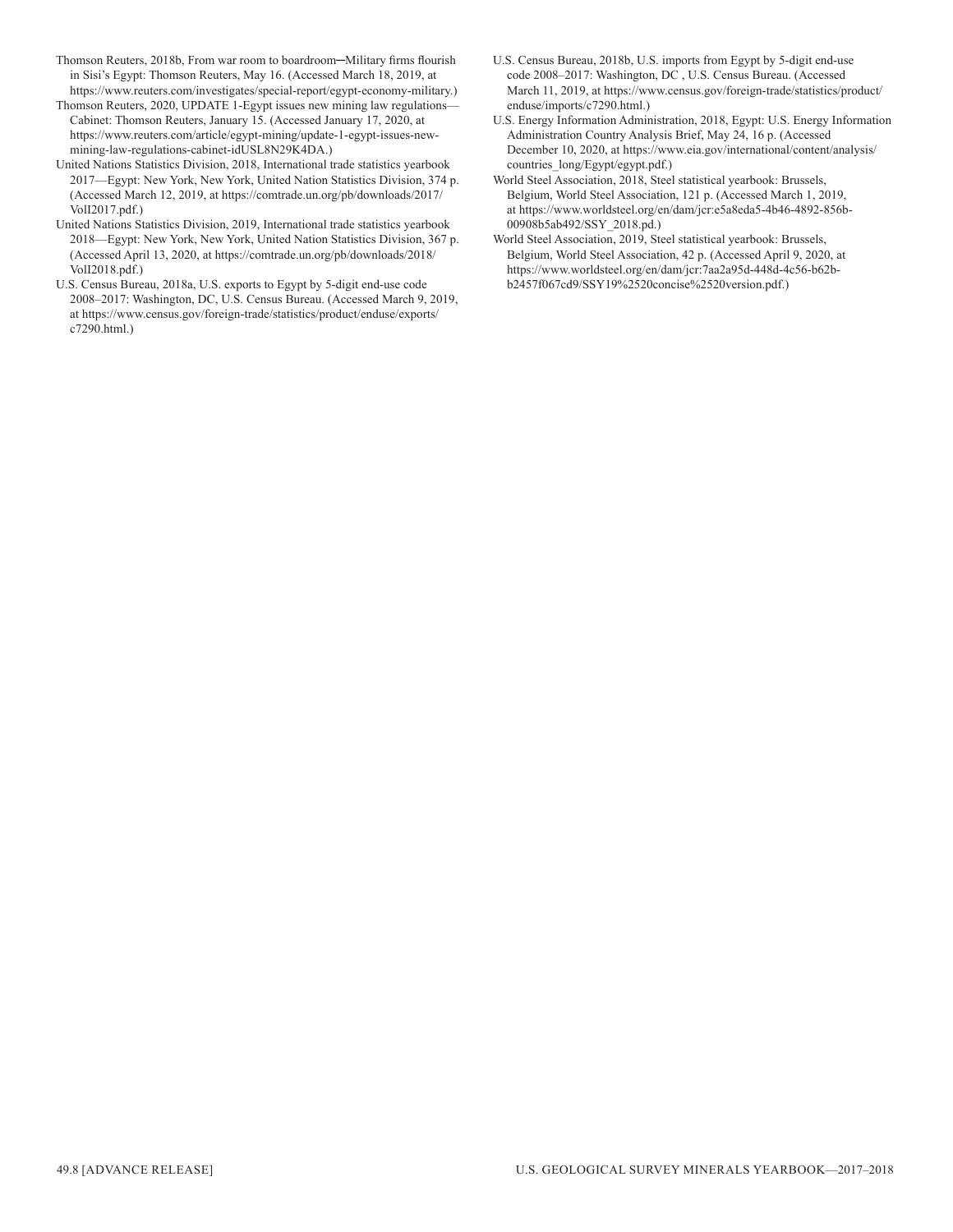Thomson Reuters, 2018b, From war room to boardroom─Military firms flourish in Sisi's Egypt: Thomson Reuters, May 16. (Accessed March 18, 2019, at https://www.reuters.com/investigates/special-report/egypt-economy-military.)

Thomson Reuters, 2020, UPDATE 1-Egypt issues new mining law regulations—Cabinet: Thomson Reuters, January 15. (Accessed January 17, 2020, at https://www.reuters.com/article/egypt-mining/update-1-egypt-issues-new-mining-law-regulations-cabinet-idUSL8N29K4DA.)

United Nations Statistics Division, 2018, International trade statistics yearbook 2017—Egypt: New York, New York, United Nation Statistics Division, 374 p. (Accessed March 12, 2019, at https://comtrade.un.org/pb/downloads/2017/VolI2017.pdf.)

United Nations Statistics Division, 2019, International trade statistics yearbook 2018—Egypt: New York, New York, United Nation Statistics Division, 367 p. (Accessed April 13, 2020, at https://comtrade.un.org/pb/downloads/2018/VolI2018.pdf.)

U.S. Census Bureau, 2018a, U.S. exports to Egypt by 5-digit end-use code 2008–2017: Washington, DC, U.S. Census Bureau. (Accessed March 9, 2019, at https://www.census.gov/foreign-trade/statistics/product/enduse/exports/c7290.html.)

U.S. Census Bureau, 2018b, U.S. imports from Egypt by 5-digit end-use code 2008–2017: Washington, DC , U.S. Census Bureau. (Accessed March 11, 2019, at https://www.census.gov/foreign-trade/statistics/product/enduse/imports/c7290.html.)

U.S. Energy Information Administration, 2018, Egypt: U.S. Energy Information Administration Country Analysis Brief, May 24, 16 p. (Accessed December 10, 2020, at https://www.eia.gov/international/content/analysis/countries_long/Egypt/egypt.pdf.)

World Steel Association, 2018, Steel statistical yearbook: Brussels, Belgium, World Steel Association, 121 p. (Accessed March 1, 2019, at https://www.worldsteel.org/en/dam/jcr:e5a8eda5-4b46-4892-856b-00908b5ab492/SSY_2018.pd.)

World Steel Association, 2019, Steel statistical yearbook: Brussels, Belgium, World Steel Association, 42 p. (Accessed April 9, 2020, at https://www.worldsteel.org/en/dam/jcr:7aa2a95d-448d-4c56-b62b-b2457f067cd9/SSY19%2520concise%2520version.pdf.)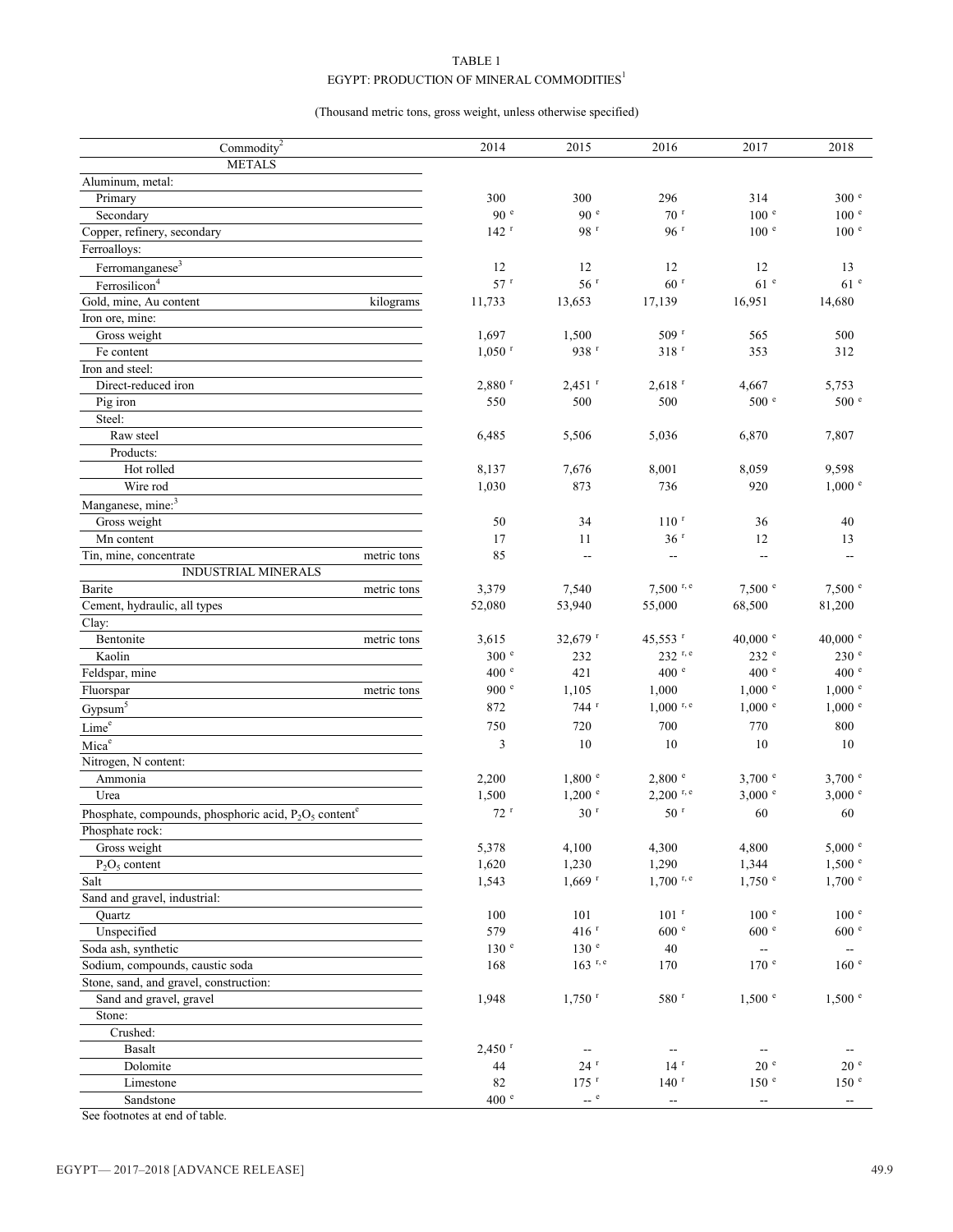TABLE 1

EGYPT: PRODUCTION OF MINERAL COMMODITIES[1]

(Thousand metric tons, gross weight, unless otherwise specified)

| Commodity[2] | | 2014 | 2015 | 2016 | 2017 | 2018 |
|---|---|---|---|---|---|---|
| METALS | | | | | | |
| Aluminum, metal: | | | | | | |
| Primary | | 300 | 300 | 296 | 314 | 300 e |
| Secondary | | 90 e | 90 e | 70 r | 100 e | 100 e |
| Copper, refinery, secondary | | 142 r | 98 r | 96 r | 100 e | 100 e |
| Ferroalloys: | | | | | | |
| Ferromanganese[3] | | 12 | 12 | 12 | 12 | 13 |
| Ferrosilicon[4] | | 57 r | 56 r | 60 r | 61 e | 61 e |
| Gold, mine, Au content | kilograms | 11,733 | 13,653 | 17,139 | 16,951 | 14,680 |
| Iron ore, mine: | | | | | | |
| Gross weight | | 1,697 | 1,500 | 509 r | 565 | 500 |
| Fe content | | 1,050 r | 938 r | 318 r | 353 | 312 |
| Iron and steel: | | | | | | |
| Direct-reduced iron | | 2,880 r | 2,451 r | 2,618 r | 4,667 | 5,753 |
| Pig iron | | 550 | 500 | 500 | 500 e | 500 e |
| Steel: | | | | | | |
| Raw steel | | 6,485 | 5,506 | 5,036 | 6,870 | 7,807 |
| Products: | | | | | | |
| Hot rolled | | 8,137 | 7,676 | 8,001 | 8,059 | 9,598 |
| Wire rod | | 1,030 | 873 | 736 | 920 | 1,000 e |
| Manganese, mine:[3] | | | | | | |
| Gross weight | | 50 | 34 | 110 r | 36 | 40 |
| Mn content | | 17 | 11 | 36 r | 12 | 13 |
| Tin, mine, concentrate | metric tons | 85 | -- | -- | -- | -- |
| INDUSTRIAL MINERALS | | | | | | |
| Barite | metric tons | 3,379 | 7,540 | 7,500 r, e | 7,500 e | 7,500 e |
| Cement, hydraulic, all types | | 52,080 | 53,940 | 55,000 | 68,500 | 81,200 |
| Clay: | | | | | | |
| Bentonite | metric tons | 3,615 | 32,679 r | 45,553 r | 40,000 e | 40,000 e |
| Kaolin | | 300 e | 232 | 232 r, e | 232 e | 230 e |
| Feldspar, mine | | 400 e | 421 | 400 e | 400 e | 400 e |
| Fluorspar | metric tons | 900 e | 1,105 | 1,000 | 1,000 e | 1,000 e |
| Gypsum[5] | | 872 | 744 r | 1,000 r, e | 1,000 e | 1,000 e |
| Lime[e] | | 750 | 720 | 700 | 770 | 800 |
| Mica[e] | | 3 | 10 | 10 | 10 | 10 |
| Nitrogen, N content: | | | | | | |
| Ammonia | | 2,200 | 1,800 e | 2,800 e | 3,700 e | 3,700 e |
| Urea | | 1,500 | 1,200 e | 2,200 r, e | 3,000 e | 3,000 e |
| Phosphate, compounds, phosphoric acid, $P_2O_5$ content[e] | | 72 r | 30 r | 50 r | 60 | 60 |
| Phosphate rock: | | | | | | |
| Gross weight | | 5,378 | 4,100 | 4,300 | 4,800 | 5,000 e |
| $P_2O_5$ content | | 1,620 | 1,230 | 1,290 | 1,344 | 1,500 e |
| Salt | | 1,543 | 1,669 r | 1,700 r, e | 1,750 e | 1,700 e |
| Sand and gravel, industrial: | | | | | | |
| Quartz | | 100 | 101 | 101 r | 100 e | 100 e |
| Unspecified | | 579 | 416 r | 600 e | 600 e | 600 e |
| Soda ash, synthetic | | 130 e | 130 e | 40 | -- | -- |
| Sodium, compounds, caustic soda | | 168 | 163 r, e | 170 | 170 e | 160 e |
| Stone, sand, and gravel, construction: | | | | | | |
| Sand and gravel, gravel | | 1,948 | 1,750 r | 580 r | 1,500 e | 1,500 e |
| Stone: | | | | | | |
| Crushed: | | | | | | |
| Basalt | | 2,450 r | -- | -- | -- | -- |
| Dolomite | | 44 | 24 r | 14 r | 20 e | 20 e |
| Limestone | | 82 | 175 r | 140 r | 150 e | 150 e |
| Sandstone | | 400 e | -- e | -- | -- | -- |

See footnotes at end of table.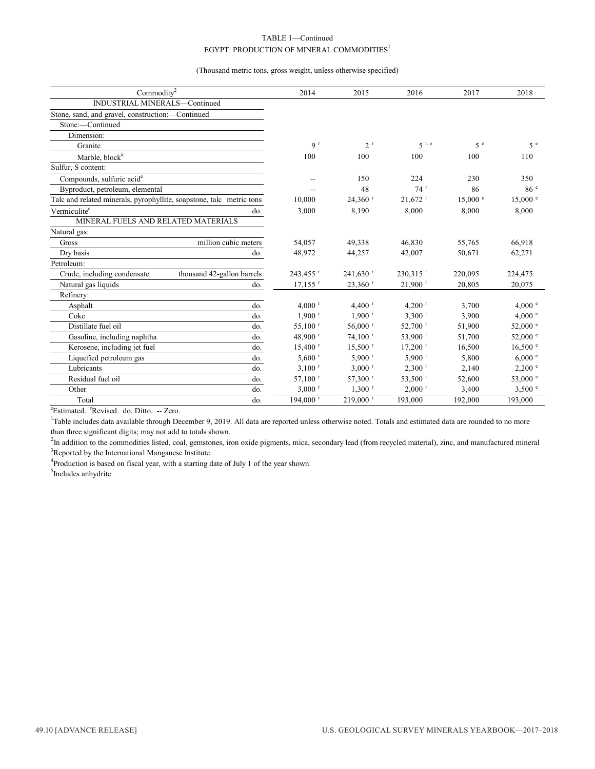TABLE 1—Continued

EGYPT: PRODUCTION OF MINERAL COMMODITIES[1]

(Thousand metric tons, gross weight, unless otherwise specified)

| Commodity[2] | | 2014 | 2015 | 2016 | 2017 | 2018 |
|---|---|---|---|---|---|---|
| INDUSTRIAL MINERALS—Continued | | | | | | |
| Stone, sand, and gravel, construction:—Continued | | | | | | |
| Stone:—Continued | | | | | | |
| Dimension: | | | | | | |
| Granite | | 9 r | 2 r | 5 r, e | 5 e | 5 e |
| Marble, block[e] | | 100 | 100 | 100 | 100 | 110 |
| Sulfur, S content: | | | | | | |
| Compounds, sulfuric acid[e] | | -- | 150 | 224 | 230 | 350 |
| Byproduct, petroleum, elemental | | -- | 48 | 74 r | 86 | 86 e |
| Talc and related minerals, pyrophyllite, soapstone, talc | metric tons | 10,000 | 24,360 r | 21,672 r | 15,000 e | 15,000 e |
| Vermiculite[e] | do. | 3,000 | 8,190 | 8,000 | 8,000 | 8,000 |
| MINERAL FUELS AND RELATED MATERIALS | | | | | | |
| Natural gas: | | | | | | |
| Gross | million cubic meters | 54,057 | 49,338 | 46,830 | 55,765 | 66,918 |
| Dry basis | do. | 48,972 | 44,257 | 42,007 | 50,671 | 62,271 |
| Petroleum: | | | | | | |
| Crude, including condensate | thousand 42-gallon barrels | 243,455 r | 241,630 r | 230,315 r | 220,095 | 224,475 |
| Natural gas liquids | do. | 17,155 r | 23,360 r | 21,900 r | 20,805 | 20,075 |
| Refinery: | | | | | | |
| Asphalt | do. | 4,000 r | 4,400 r | 4,200 r | 3,700 | 4,000 e |
| Coke | do. | 1,900 r | 1,900 r | 3,300 r | 3,900 | 4,000 e |
| Distillate fuel oil | do. | 55,100 r | 56,000 r | 52,700 r | 51,900 | 52,000 e |
| Gasoline, including naphtha | do. | 48,900 r | 74,100 r | 53,900 r | 51,700 | 52,000 e |
| Kerosene, including jet fuel | do. | 15,400 r | 15,500 r | 17,200 r | 16,500 | 16,500 e |
| Liquefied petroleum gas | do. | 5,600 r | 5,900 r | 5,900 r | 5,800 | 6,000 e |
| Lubricants | do. | 3,100 r | 3,000 r | 2,300 r | 2,140 | 2,200 e |
| Residual fuel oil | do. | 57,100 r | 57,300 r | 53,500 r | 52,600 | 53,000 e |
| Other | do. | 3,000 r | 1,300 r | 2,000 r | 3,400 | 3,500 e |
| Total | do. | 194,000 r | 219,000 r | 193,000 | 192,000 | 193,000 |

[e]Estimated. [r]Revised. do. Ditto. -- Zero.

[1]Table includes data available through December 9, 2019. All data are reported unless otherwise noted. Totals and estimated data are rounded to no more than three significant digits; may not add to totals shown.

[2]In addition to the commodities listed, coal, gemstones, iron oxide pigments, mica, secondary lead (from recycled material), zinc, and manufactured mineral

[3]Reported by the International Manganese Institute.

[4]Production is based on fiscal year, with a starting date of July 1 of the year shown.

[5]Includes anhydrite.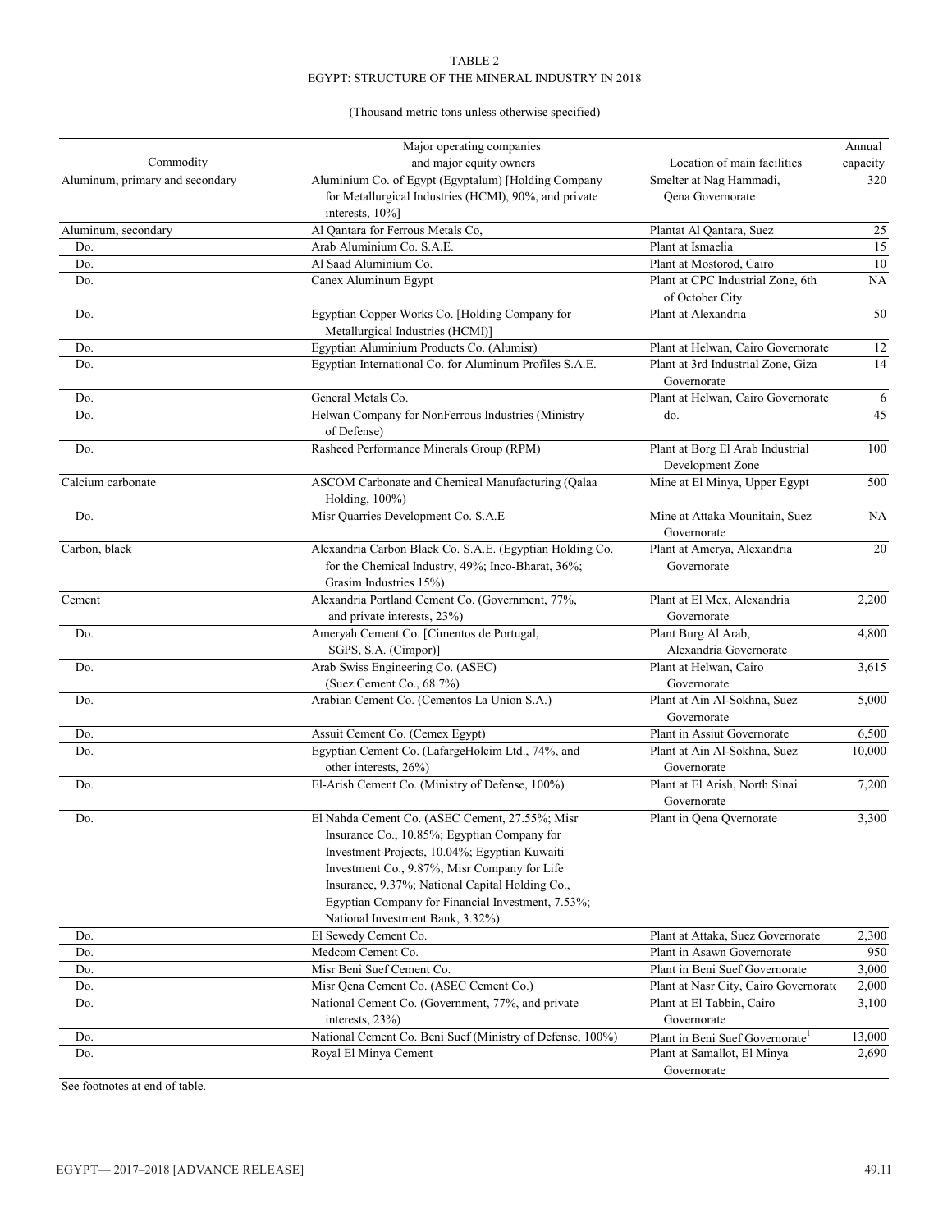TABLE 2
EGYPT: STRUCTURE OF THE MINERAL INDUSTRY IN 2018

(Thousand metric tons unless otherwise specified)

| Commodity | Major operating companies and major equity owners | Location of main facilities | Annual capacity |
|---|---|---|---|
| Aluminum, primary and secondary | Aluminium Co. of Egypt (Egyptalum) [Holding Company for Metallurgical Industries (HCMI), 90%, and private interests, 10%] | Smelter at Nag Hammadi, Qena Governorate | 320 |
| Aluminum, secondary | Al Qantara for Ferrous Metals Co, | Plantat Al Qantara, Suez | 25 |
| Do. | Arab Aluminium Co. S.A.E. | Plant at Ismaelia | 15 |
| Do. | Al Saad Aluminium Co. | Plant at Mostorod, Cairo | 10 |
| Do. | Canex Aluminum Egypt | Plant at CPC Industrial Zone, 6th of October City | NA |
| Do. | Egyptian Copper Works Co. [Holding Company for Metallurgical Industries (HCMI)] | Plant at Alexandria | 50 |
| Do. | Egyptian Aluminium Products Co. (Alumisr) | Plant at Helwan, Cairo Governorate | 12 |
| Do. | Egyptian International Co. for Aluminum Profiles S.A.E. | Plant at 3rd Industrial Zone, Giza Governorate | 14 |
| Do. | General Metals Co. | Plant at Helwan, Cairo Governorate | 6 |
| Do. | Helwan Company for NonFerrous Industries (Ministry of Defense) | do. | 45 |
| Do. | Rasheed Performance Minerals Group (RPM) | Plant at Borg El Arab Industrial Development Zone | 100 |
| Calcium carbonate | ASCOM Carbonate and Chemical Manufacturing (Qalaa Holding, 100%) | Mine at El Minya, Upper Egypt | 500 |
| Do. | Misr Quarries Development Co. S.A.E | Mine at Attaka Mounitain, Suez Governorate | NA |
| Carbon, black | Alexandria Carbon Black Co. S.A.E. (Egyptian Holding Co. for the Chemical Industry, 49%; Inco-Bharat, 36%; Grasim Industries 15%) | Plant at Amerya, Alexandria Governorate | 20 |
| Cement | Alexandria Portland Cement Co. (Government, 77%, and private interests, 23%) | Plant at El Mex, Alexandria Governorate | 2,200 |
| Do. | Ameryah Cement Co. [Cimentos de Portugal, SGPS, S.A. (Cimpor)] | Plant Burg Al Arab, Alexandria Governorate | 4,800 |
| Do. | Arab Swiss Engineering Co. (ASEC) (Suez Cement Co., 68.7%) | Plant at Helwan, Cairo Governorate | 3,615 |
| Do. | Arabian Cement Co. (Cementos La Union S.A.) | Plant at Ain Al-Sokhna, Suez Governorate | 5,000 |
| Do. | Assuit Cement Co. (Cemex Egypt) | Plant in Assiut Governorate | 6,500 |
| Do. | Egyptian Cement Co. (LafargeHolcim Ltd., 74%, and other interests, 26%) | Plant at Ain Al-Sokhna, Suez Governorate | 10,000 |
| Do. | El-Arish Cement Co. (Ministry of Defense, 100%) | Plant at El Arish, North Sinai Governorate | 7,200 |
| Do. | El Nahda Cement Co. (ASEC Cement, 27.55%; Misr Insurance Co., 10.85%; Egyptian Company for Investment Projects, 10.04%; Egyptian Kuwaiti Investment Co., 9.87%; Misr Company for Life Insurance, 9.37%; National Capital Holding Co., Egyptian Company for Financial Investment, 7.53%; National Investment Bank, 3.32%) | Plant in Qena Qvernorate | 3,300 |
| Do. | El Sewedy Cement Co. | Plant at Attaka, Suez Governorate | 2,300 |
| Do. | Medcom Cement Co. | Plant in Asawn Governorate | 950 |
| Do. | Misr Beni Suef Cement Co. | Plant in Beni Suef Governorate | 3,000 |
| Do. | Misr Qena Cement Co. (ASEC Cement Co.) | Plant at Nasr City, Cairo Governorate | 2,000 |
| Do. | National Cement Co. (Government, 77%, and private interests, 23%) | Plant at El Tabbin, Cairo Governorate | 3,100 |
| Do. | National Cement Co. Beni Suef (Ministry of Defense, 100%) | Plant in Beni Suef Governorate[1] | 13,000 |
| Do. | Royal El Minya Cement | Plant at Samallot, El Minya Governorate | 2,690 |

See footnotes at end of table.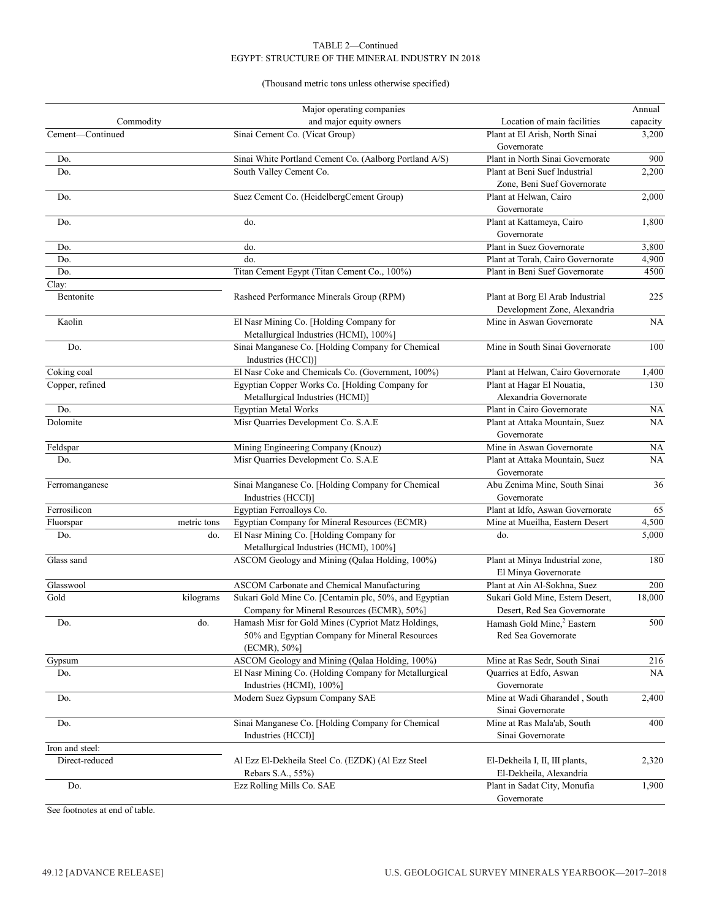TABLE 2—Continued
EGYPT: STRUCTURE OF THE MINERAL INDUSTRY IN 2018

(Thousand metric tons unless otherwise specified)

| Commodity | | Major operating companies and major equity owners | Location of main facilities | Annual capacity |
|---|---|---|---|---|
| Cement—Continued | | Sinai Cement Co. (Vicat Group) | Plant at El Arish, North Sinai Governorate | 3,200 |
| Do. | | Sinai White Portland Cement Co. (Aalborg Portland A/S) | Plant in North Sinai Governorate | 900 |
| Do. | | South Valley Cement Co. | Plant at Beni Suef Industrial Zone, Beni Suef Governorate | 2,200 |
| Do. | | Suez Cement Co. (HeidelbergCement Group) | Plant at Helwan, Cairo Governorate | 2,000 |
| Do. | | do. | Plant at Kattameya, Cairo Governorate | 1,800 |
| Do. | | do. | Plant in Suez Governorate | 3,800 |
| Do. | | do. | Plant at Torah, Cairo Governorate | 4,900 |
| Do. | | Titan Cement Egypt (Titan Cement Co., 100%) | Plant in Beni Suef Governorate | 4500 |
| Clay: | | | | |
| Bentonite | | Rasheed Performance Minerals Group (RPM) | Plant at Borg El Arab Industrial Development Zone, Alexandria | 225 |
| Kaolin | | El Nasr Mining Co. [Holding Company for Metallurgical Industries (HCMI), 100%] | Mine in Aswan Governorate | NA |
| Do. | | Sinai Manganese Co. [Holding Company for Chemical Industries (HCCI)] | Mine in South Sinai Governorate | 100 |
| Coking coal | | El Nasr Coke and Chemicals Co. (Government, 100%) | Plant at Helwan, Cairo Governorate | 1,400 |
| Copper, refined | | Egyptian Copper Works Co. [Holding Company for Metallurgical Industries (HCMI)] | Plant at Hagar El Nouatia, Alexandria Governorate | 130 |
| Do. | | Egyptian Metal Works | Plant in Cairo Governorate | NA |
| Dolomite | | Misr Quarries Development Co. S.A.E | Plant at Attaka Mountain, Suez Governorate | NA |
| Feldspar | | Mining Engineering Company (Knouz) | Mine in Aswan Governorate | NA |
| Do. | | Misr Quarries Development Co. S.A.E | Plant at Attaka Mountain, Suez Governorate | NA |
| Ferromanganese | | Sinai Manganese Co. [Holding Company for Chemical Industries (HCCI)] | Abu Zenima Mine, South Sinai Governorate | 36 |
| Ferrosilicon | | Egyptian Ferroalloys Co. | Plant at Idfo, Aswan Governorate | 65 |
| Fluorspar | metric tons | Egyptian Company for Mineral Resources (ECMR) | Mine at Mueilha, Eastern Desert | 4,500 |
| Do. | do. | El Nasr Mining Co. [Holding Company for Metallurgical Industries (HCMI), 100%] | do. | 5,000 |
| Glass sand | | ASCOM Geology and Mining (Qalaa Holding, 100%) | Plant at Minya Industrial zone, El Minya Governorate | 180 |
| Glasswool | | ASCOM Carbonate and Chemical Manufacturing | Plant at Ain Al-Sokhna, Suez | 200 |
| Gold | kilograms | Sukari Gold Mine Co. [Centamin plc, 50%, and Egyptian Company for Mineral Resources (ECMR), 50%] | Sukari Gold Mine, Estern Desert, Desert, Red Sea Governorate | 18,000 |
| Do. | do. | Hamash Misr for Gold Mines (Cypriot Matz Holdings, 50% and Egyptian Company for Mineral Resources (ECMR), 50%] | Hamash Gold Mine,[2] Eastern Red Sea Governorate | 500 |
| Gypsum | | ASCOM Geology and Mining (Qalaa Holding, 100%) | Mine at Ras Sedr, South Sinai | 216 |
| Do. | | El Nasr Mining Co. (Holding Company for Metallurgical Industries (HCMI), 100%] | Quarries at Edfo, Aswan Governorate | NA |
| Do. | | Modern Suez Gypsum Company SAE | Mine at Wadi Gharandel , South Sinai Governorate | 2,400 |
| Do. | | Sinai Manganese Co. [Holding Company for Chemical Industries (HCCI)] | Mine at Ras Mala'ab, South Sinai Governorate | 400 |
| Iron and steel: | | | | |
| Direct-reduced | | Al Ezz El-Dekheila Steel Co. (EZDK) (Al Ezz Steel Rebars S.A., 55%) | El-Dekheila I, II, III plants, El-Dekheila, Alexandria | 2,320 |
| Do. | | Ezz Rolling Mills Co. SAE | Plant in Sadat City, Monufia Governorate | 1,900 |

See footnotes at end of table.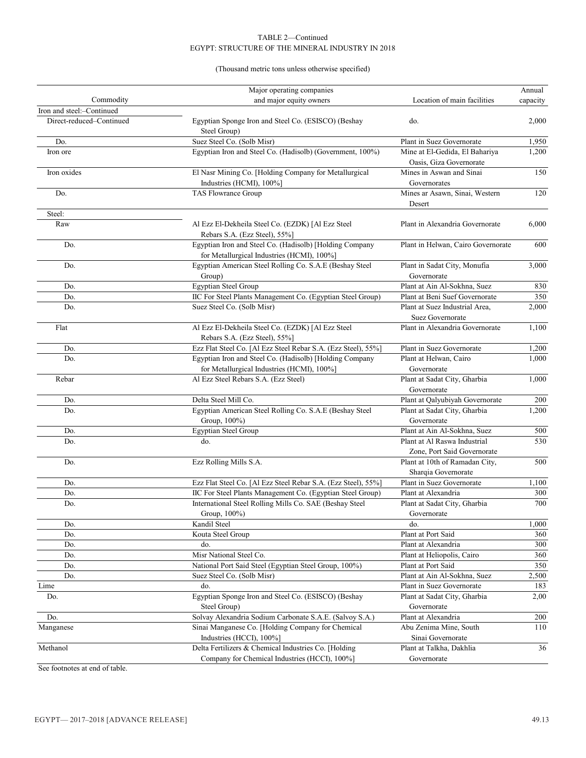TABLE 2—Continued
EGYPT: STRUCTURE OF THE MINERAL INDUSTRY IN 2018

(Thousand metric tons unless otherwise specified)

| Commodity | Major operating companies and major equity owners | Location of main facilities | Annual capacity |
|---|---|---|---|
| Iron and steel:–Continued | | | |
| Direct-reduced–Continued | Egyptian Sponge Iron and Steel Co. (ESISCO) (Beshay Steel Group) | do. | 2,000 |
| Do. | Suez Steel Co. (Solb Misr) | Plant in Suez Governorate | 1,950 |
| Iron ore | Egyptian Iron and Steel Co. (Hadisolb) (Government, 100%) | Mine at El-Gedida, El Bahariya Oasis, Giza Governorate | 1,200 |
| Iron oxides | El Nasr Mining Co. [Holding Company for Metallurgical Industries (HCMI), 100%] | Mines in Aswan and Sinai Governorates | 150 |
| Do. | TAS Flowrance Group | Mines ar Asawn, Sinai, Western Desert | 120 |
| Steel: | | | |
| Raw | Al Ezz El-Dekheila Steel Co. (EZDK) [Al Ezz Steel Rebars S.A. (Ezz Steel), 55%] | Plant in Alexandria Governorate | 6,000 |
| Do. | Egyptian Iron and Steel Co. (Hadisolb) [Holding Company for Metallurgical Industries (HCMI), 100%] | Plant in Helwan, Cairo Governorate | 600 |
| Do. | Egyptian American Steel Rolling Co. S.A.E (Beshay Steel Group) | Plant in Sadat City, Monufia Governorate | 3,000 |
| Do. | Egyptian Steel Group | Plant at Ain Al-Sokhna, Suez | 830 |
| Do. | IIC For Steel Plants Management Co. (Egyptian Steel Group) | Plant at Beni Suef Governorate | 350 |
| Do. | Suez Steel Co. (Solb Misr) | Plant at Suez Industrial Area, Suez Governorate | 2,000 |
| Flat | Al Ezz El-Dekheila Steel Co. (EZDK) [Al Ezz Steel Rebars S.A. (Ezz Steel), 55%] | Plant in Alexandria Governorate | 1,100 |
| Do. | Ezz Flat Steel Co. [Al Ezz Steel Rebar S.A. (Ezz Steel), 55%] | Plant in Suez Governorate | 1,200 |
| Do. | Egyptian Iron and Steel Co. (Hadisolb) [Holding Company for Metallurgical Industries (HCMI), 100%] | Plant at Helwan, Cairo Governorate | 1,000 |
| Rebar | Al Ezz Steel Rebars S.A. (Ezz Steel) | Plant at Sadat City, Gharbia Governorate | 1,000 |
| Do. | Delta Steel Mill Co. | Plant at Qalyubiyah Governorate | 200 |
| Do. | Egyptian American Steel Rolling Co. S.A.E (Beshay Steel Group, 100%) | Plant at Sadat City, Gharbia Governorate | 1,200 |
| Do. | Egyptian Steel Group | Plant at Ain Al-Sokhna, Suez | 500 |
| Do. | do. | Plant at Al Raswa Industrial Zone, Port Said Governorate | 530 |
| Do. | Ezz Rolling Mills S.A. | Plant at 10th of Ramadan City, Sharqia Governorate | 500 |
| Do. | Ezz Flat Steel Co. [Al Ezz Steel Rebar S.A. (Ezz Steel), 55%] | Plant in Suez Governorate | 1,100 |
| Do. | IIC For Steel Plants Management Co. (Egyptian Steel Group) | Plant at Alexandria | 300 |
| Do. | International Steel Rolling Mills Co. SAE (Beshay Steel Group, 100%) | Plant at Sadat City, Gharbia Governorate | 700 |
| Do. | Kandil Steel | do. | 1,000 |
| Do. | Kouta Steel Group | Plant at Port Said | 360 |
| Do. | do. | Plant at Alexandria | 300 |
| Do. | Misr National Steel Co. | Plant at Heliopolis, Cairo | 360 |
| Do. | National Port Said Steel (Egyptian Steel Group, 100%) | Plant at Port Said | 350 |
| Do. | Suez Steel Co. (Solb Misr) | Plant at Ain Al-Sokhna, Suez | 2,500 |
| Lime | do. | Plant in Suez Governorate | 183 |
| Do. | Egyptian Sponge Iron and Steel Co. (ESISCO) (Beshay Steel Group) | Plant at Sadat City, Gharbia Governorate | 2,00 |
| Do. | Solvay Alexandria Sodium Carbonate S.A.E. (Salvoy S.A.) | Plant at Alexandria | 200 |
| Manganese | Sinai Manganese Co. [Holding Company for Chemical Industries (HCCI), 100%] | Abu Zenima Mine, South Sinai Governorate | 110 |
| Methanol | Delta Fertilizers & Chemical Industries Co. [Holding Company for Chemical Industries (HCCI), 100%] | Plant at Talkha, Dakhlia Governorate | 36 |

See footnotes at end of table.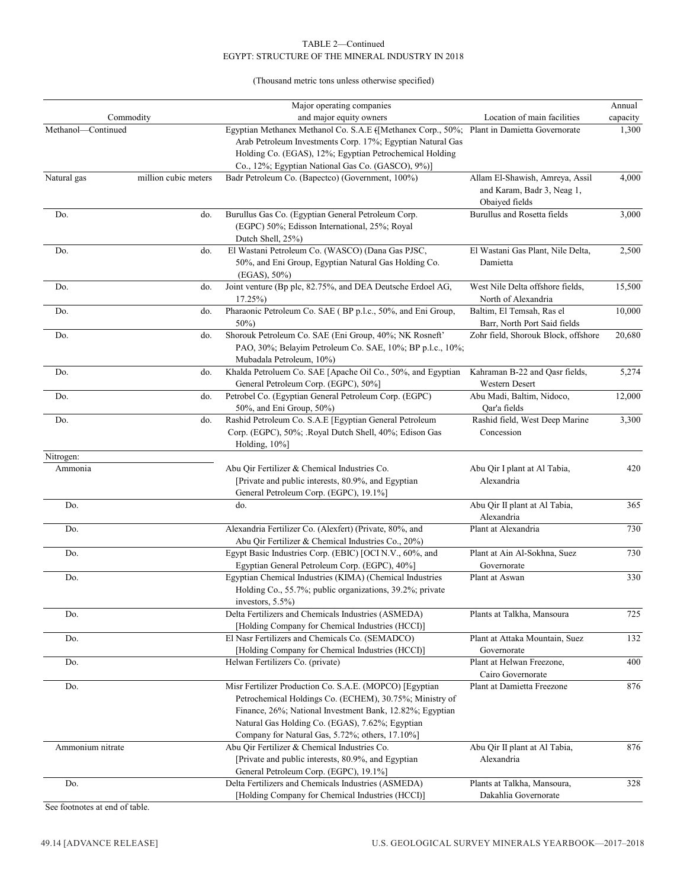TABLE 2—Continued
EGYPT: STRUCTURE OF THE MINERAL INDUSTRY IN 2018

(Thousand metric tons unless otherwise specified)

| Commodity | | Major operating companies and major equity owners | Location of main facilities | Annual capacity |
|---|---|---|---|---|
| Methanol—Continued | | Egyptian Methanex Methanol Co. S.A.E ([Methanex Corp., 50%; Arab Petroleum Investments Corp. 17%; Egyptian Natural Gas Holding Co. (EGAS), 12%; Egyptian Petrochemical Holding Co., 12%; Egyptian National Gas Co. (GASCO), 9%)] | Plant in Damietta Governorate | 1,300 |
| Natural gas | million cubic meters | Badr Petroleum Co. (Bapectco) (Government, 100%) | Allam El-Shawish, Amreya, Assil and Karam, Badr 3, Neag 1, Obaiyed fields | 4,000 |
| Do. | do. | Burullus Gas Co. (Egyptian General Petroleum Corp. (EGPC) 50%; Edisson International, 25%; Royal Dutch Shell, 25%) | Burullus and Rosetta fields | 3,000 |
| Do. | do. | El Wastani Petroleum Co. (WASCO) (Dana Gas PJSC, 50%, and Eni Group, Egyptian Natural Gas Holding Co. (EGAS), 50%) | El Wastani Gas Plant, Nile Delta, Damietta | 2,500 |
| Do. | do. | Joint venture (Bp plc, 82.75%, and DEA Deutsche Erdoel AG, 17.25%) | West Nile Delta offshore fields, North of Alexandria | 15,500 |
| Do. | do. | Pharaonic Petroleum Co. SAE ( BP p.l.c., 50%, and Eni Group, 50%) | Baltim, El Temsah, Ras el Barr, North Port Said fields | 10,000 |
| Do. | do. | Shorouk Petroleum Co. SAE (Eni Group, 40%; NK Rosneft' PAO, 30%; Belayim Petroleum Co. SAE, 10%; BP p.l.c., 10%; Mubadala Petroleum, 10%) | Zohr field, Shorouk Block, offshore | 20,680 |
| Do. | do. | Khalda Petroluem Co. SAE [Apache Oil Co., 50%, and Egyptian General Petroleum Corp. (EGPC), 50%] | Kahraman B-22 and Qasr fields, Western Desert | 5,274 |
| Do. | do. | Petrobel Co. (Egyptian General Petroleum Corp. (EGPC) 50%, and Eni Group, 50%) | Abu Madi, Baltim, Nidoco, Qar'a fields | 12,000 |
| Do. | do. | Rashid Petroleum Co. S.A.E [Egyptian General Petroleum Corp. (EGPC), 50%; .Royal Dutch Shell, 40%; Edison Gas Holding, 10%] | Rashid field, West Deep Marine Concession | 3,300 |
| Nitrogen: | | | | |
| Ammonia | | Abu Qir Fertilizer & Chemical Industries Co. [Private and public interests, 80.9%, and Egyptian General Petroleum Corp. (EGPC), 19.1%] | Abu Qir I plant at Al Tabia, Alexandria | 420 |
| Do. | | do. | Abu Qir II plant at Al Tabia, Alexandria | 365 |
| Do. | | Alexandria Fertilizer Co. (Alexfert) (Private, 80%, and Abu Qir Fertilizer & Chemical Industries Co., 20%) | Plant at Alexandria | 730 |
| Do. | | Egypt Basic Industries Corp. (EBIC) [OCI N.V., 60%, and Egyptian General Petroleum Corp. (EGPC), 40%] | Plant at Ain Al-Sokhna, Suez Governorate | 730 |
| Do. | | Egyptian Chemical Industries (KIMA) (Chemical Industries Holding Co., 55.7%; public organizations, 39.2%; private investors, 5.5%) | Plant at Aswan | 330 |
| Do. | | Delta Fertilizers and Chemicals Industries (ASMEDA) [Holding Company for Chemical Industries (HCCI)] | Plants at Talkha, Mansoura | 725 |
| Do. | | El Nasr Fertilizers and Chemicals Co. (SEMADCO) [Holding Company for Chemical Industries (HCCI)] | Plant at Attaka Mountain, Suez Governorate | 132 |
| Do. | | Helwan Fertilizers Co. (private) | Plant at Helwan Freezone, Cairo Governorate | 400 |
| Do. | | Misr Fertilizer Production Co. S.A.E. (MOPCO) [Egyptian Petrochemical Holdings Co. (ECHEM), 30.75%; Ministry of Finance, 26%; National Investment Bank, 12.82%; Egyptian Natural Gas Holding Co. (EGAS), 7.62%; Egyptian Company for Natural Gas, 5.72%; others, 17.10%] | Plant at Damietta Freezone | 876 |
| Ammonium nitrate | | Abu Qir Fertilizer & Chemical Industries Co. [Private and public interests, 80.9%, and Egyptian General Petroleum Corp. (EGPC), 19.1%] | Abu Qir II plant at Al Tabia, Alexandria | 876 |
| Do. | | Delta Fertilizers and Chemicals Industries (ASMEDA) [Holding Company for Chemical Industries (HCCI)] | Plants at Talkha, Mansoura, Dakahlia Governorate | 328 |

See footnotes at end of table.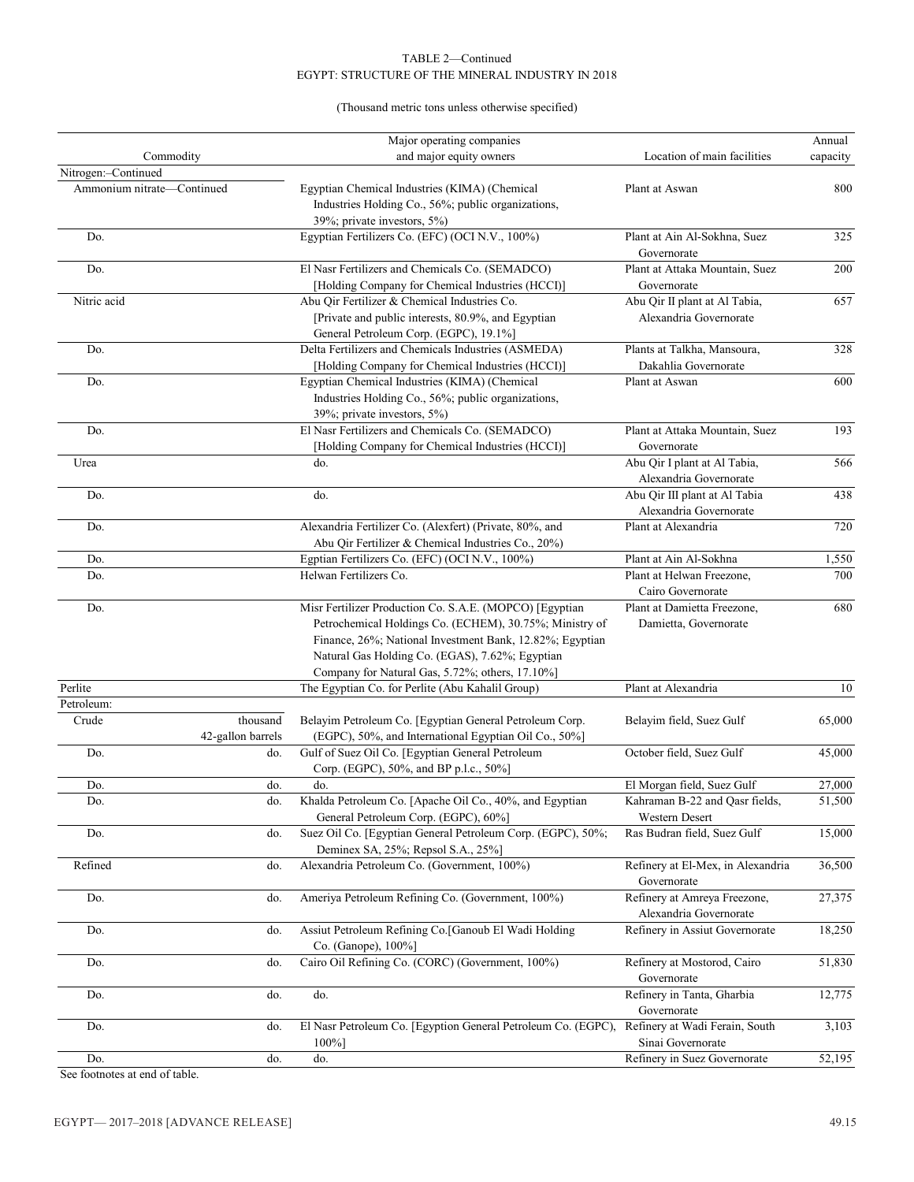TABLE 2—Continued
EGYPT: STRUCTURE OF THE MINERAL INDUSTRY IN 2018

(Thousand metric tons unless otherwise specified)

| Commodity | | Major operating companies and major equity owners | Location of main facilities | Annual capacity |
|---|---|---|---|---|
| Nitrogen:–Continued | | | | |
| Ammonium nitrate—Continued | | Egyptian Chemical Industries (KIMA) (Chemical Industries Holding Co., 56%; public organizations, 39%; private investors, 5%) | Plant at Aswan | 800 |
| Do. | | Egyptian Fertilizers Co. (EFC) (OCI N.V., 100%) | Plant at Ain Al-Sokhna, Suez Governorate | 325 |
| Do. | | El Nasr Fertilizers and Chemicals Co. (SEMADCO) [Holding Company for Chemical Industries (HCCI)] | Plant at Attaka Mountain, Suez Governorate | 200 |
| Nitric acid | | Abu Qir Fertilizer & Chemical Industries Co. [Private and public interests, 80.9%, and Egyptian General Petroleum Corp. (EGPC), 19.1%] | Abu Qir II plant at Al Tabia, Alexandria Governorate | 657 |
| Do. | | Delta Fertilizers and Chemicals Industries (ASMEDA) [Holding Company for Chemical Industries (HCCI)] | Plants at Talkha, Mansoura, Dakahlia Governorate | 328 |
| Do. | | Egyptian Chemical Industries (KIMA) (Chemical Industries Holding Co., 56%; public organizations, 39%; private investors, 5%) | Plant at Aswan | 600 |
| Do. | | El Nasr Fertilizers and Chemicals Co. (SEMADCO) [Holding Company for Chemical Industries (HCCI)] | Plant at Attaka Mountain, Suez Governorate | 193 |
| Urea | | do. | Abu Qir I plant at Al Tabia, Alexandria Governorate | 566 |
| Do. | | do. | Abu Qir III plant at Al Tabia Alexandria Governorate | 438 |
| Do. | | Alexandria Fertilizer Co. (Alexfert) (Private, 80%, and Abu Qir Fertilizer & Chemical Industries Co., 20%) | Plant at Alexandria | 720 |
| Do. | | Egptian Fertilizers Co. (EFC) (OCI N.V., 100%) | Plant at Ain Al-Sokhna | 1,550 |
| Do. | | Helwan Fertilizers Co. | Plant at Helwan Freezone, Cairo Governorate | 700 |
| Do. | | Misr Fertilizer Production Co. S.A.E. (MOPCO) [Egyptian Petrochemical Holdings Co. (ECHEM), 30.75%; Ministry of Finance, 26%; National Investment Bank, 12.82%; Egyptian Natural Gas Holding Co. (EGAS), 7.62%; Egyptian Company for Natural Gas, 5.72%; others, 17.10%] | Plant at Damietta Freezone, Damietta, Governorate | 680 |
| Perlite | | The Egyptian Co. for Perlite (Abu Kahalil Group) | Plant at Alexandria | 10 |
| Petroleum: | | | | |
| Crude | thousand 42-gallon barrels | Belayim Petroleum Co. [Egyptian General Petroleum Corp. (EGPC), 50%, and International Egyptian Oil Co., 50%] | Belayim field, Suez Gulf | 65,000 |
| Do. | do. | Gulf of Suez Oil Co. [Egyptian General Petroleum Corp. (EGPC), 50%, and BP p.l.c., 50%] | October field, Suez Gulf | 45,000 |
| Do. | do. | do. | El Morgan field, Suez Gulf | 27,000 |
| Do. | do. | Khalda Petroleum Co. [Apache Oil Co., 40%, and Egyptian General Petroleum Corp. (EGPC), 60%] | Kahraman B-22 and Qasr fields, Western Desert | 51,500 |
| Do. | do. | Suez Oil Co. [Egyptian General Petroleum Corp. (EGPC), 50%; Deminex SA, 25%; Repsol S.A., 25%] | Ras Budran field, Suez Gulf | 15,000 |
| Refined | do. | Alexandria Petroleum Co. (Government, 100%) | Refinery at El-Mex, in Alexandria Governorate | 36,500 |
| Do. | do. | Ameriya Petroleum Refining Co. (Government, 100%) | Refinery at Amreya Freezone, Alexandria Governorate | 27,375 |
| Do. | do. | Assiut Petroleum Refining Co.[Ganoub El Wadi Holding Co. (Ganope), 100%] | Refinery in Assiut Governorate | 18,250 |
| Do. | do. | Cairo Oil Refining Co. (CORC) (Government, 100%) | Refinery at Mostorod, Cairo Governorate | 51,830 |
| Do. | do. | do. | Refinery in Tanta, Gharbia Governorate | 12,775 |
| Do. | do. | El Nasr Petroleum Co. [Egyption General Petroleum Co. (EGPC), 100%] | Refinery at Wadi Ferain, South Sinai Governorate | 3,103 |
| Do. | do. | do. | Refinery in Suez Governorate | 52,195 |

See footnotes at end of table.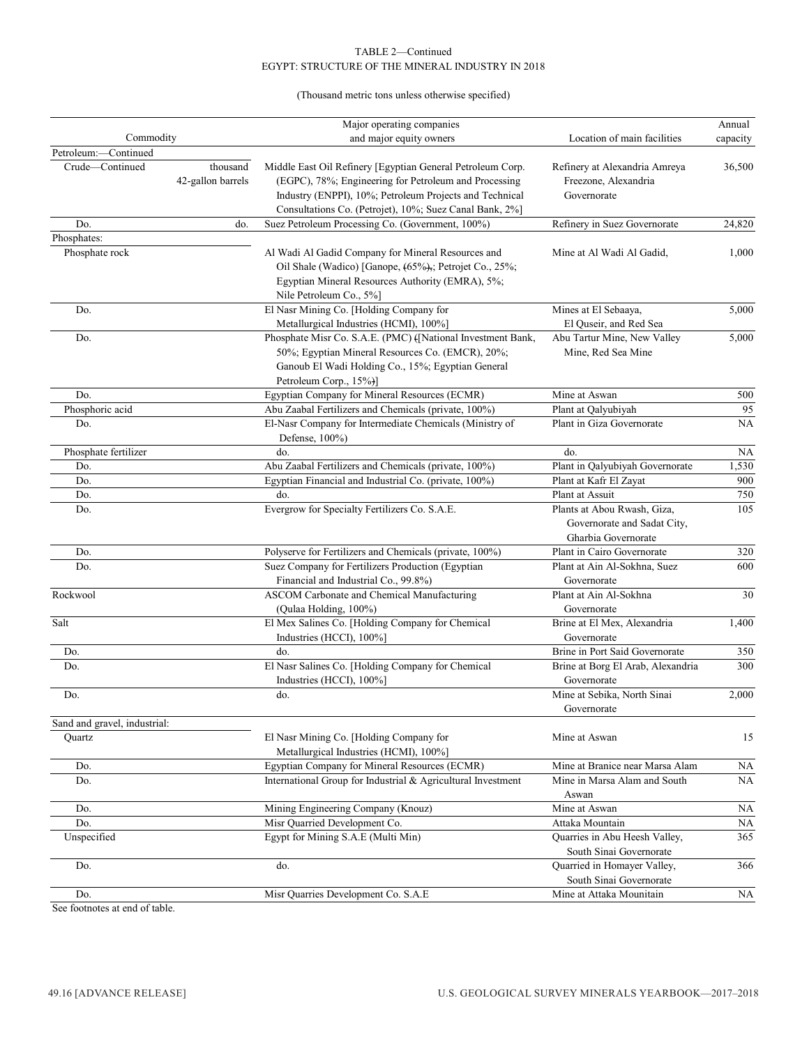TABLE 2—Continued
EGYPT: STRUCTURE OF THE MINERAL INDUSTRY IN 2018

(Thousand metric tons unless otherwise specified)

| Commodity | | Major operating companies and major equity owners | Location of main facilities | Annual capacity |
|---|---|---|---|---|
| Petroleum:—Continued | | | | |
| Crude—Continued | thousand 42-gallon barrels | Middle East Oil Refinery [Egyptian General Petroleum Corp. (EGPC), 78%; Engineering for Petroleum and Processing Industry (ENPPI), 10%; Petroleum Projects and Technical Consultations Co. (Petrojet), 10%; Suez Canal Bank, 2%] | Refinery at Alexandria Amreya Freezone, Alexandria Governorate | 36,500 |
| Do. | do. | Suez Petroleum Processing Co. (Government, 100%) | Refinery in Suez Governorate | 24,820 |
| Phosphates: | | | | |
| Phosphate rock | | Al Wadi Al Gadid Company for Mineral Resources and Oil Shale (Wadico) [Ganope, (65%),; Petrojet Co., 25%; Egyptian Mineral Resources Authority (EMRA), 5%; Nile Petroleum Co., 5%] | Mine at Al Wadi Al Gadid, | 1,000 |
| Do. | | El Nasr Mining Co. [Holding Company for Metallurgical Industries (HCMI), 100%] | Mines at El Sebaaya, El Quseir, and Red Sea | 5,000 |
| Do. | | Phosphate Misr Co. S.A.E. (PMC) ([National Investment Bank, 50%; Egyptian Mineral Resources Co. (EMCR), 20%; Ganoub El Wadi Holding Co., 15%; Egyptian General Petroleum Corp., 15%)] | Abu Tartur Mine, New Valley Mine, Red Sea Mine | 5,000 |
| Do. | | Egyptian Company for Mineral Resources (ECMR) | Mine at Aswan | 500 |
| Phosphoric acid | | Abu Zaabal Fertilizers and Chemicals (private, 100%) | Plant at Qalyubiyah | 95 |
| Do. | | El-Nasr Company for Intermediate Chemicals (Ministry of Defense, 100%) | Plant in Giza Governorate | NA |
| Phosphate fertilizer | | do. | do. | NA |
| Do. | | Abu Zaabal Fertilizers and Chemicals (private, 100%) | Plant in Qalyubiyah Governorate | 1,530 |
| Do. | | Egyptian Financial and Industrial Co. (private, 100%) | Plant at Kafr El Zayat | 900 |
| Do. | | do. | Plant at Assuit | 750 |
| Do. | | Evergrow for Specialty Fertilizers Co. S.A.E. | Plants at Abou Rwash, Giza, Governorate and Sadat City, Gharbia Governorate | 105 |
| Do. | | Polyserve for Fertilizers and Chemicals (private, 100%) | Plant in Cairo Governorate | 320 |
| Do. | | Suez Company for Fertilizers Production (Egyptian Financial and Industrial Co., 99.8%) | Plant at Ain Al-Sokhna, Suez Governorate | 600 |
| Rockwool | | ASCOM Carbonate and Chemical Manufacturing (Qulaa Holding, 100%) | Plant at Ain Al-Sokhna Governorate | 30 |
| Salt | | El Mex Salines Co. [Holding Company for Chemical Industries (HCCI), 100%] | Brine at El Mex, Alexandria Governorate | 1,400 |
| Do. | | do. | Brine in Port Said Governorate | 350 |
| Do. | | El Nasr Salines Co. [Holding Company for Chemical Industries (HCCI), 100%] | Brine at Borg El Arab, Alexandria Governorate | 300 |
| Do. | | do. | Mine at Sebika, North Sinai Governorate | 2,000 |
| Sand and gravel, industrial: | | | | |
| Quartz | | El Nasr Mining Co. [Holding Company for Metallurgical Industries (HCMI), 100%] | Mine at Aswan | 15 |
| Do. | | Egyptian Company for Mineral Resources (ECMR) | Mine at Branice near Marsa Alam | NA |
| Do. | | International Group for Industrial & Agricultural Investment | Mine in Marsa Alam and South Aswan | NA |
| Do. | | Mining Engineering Company (Knouz) | Mine at Aswan | NA |
| Do. | | Misr Quarried Development Co. | Attaka Mountain | NA |
| Unspecified | | Egypt for Mining S.A.E (Multi Min) | Quarries in Abu Heesh Valley, South Sinai Governorate | 365 |
| Do. | | do. | Quarried in Homayer Valley, South Sinai Governorate | 366 |
| Do. | | Misr Quarries Development Co. S.A.E | Mine at Attaka Mounitain | NA |

See footnotes at end of table.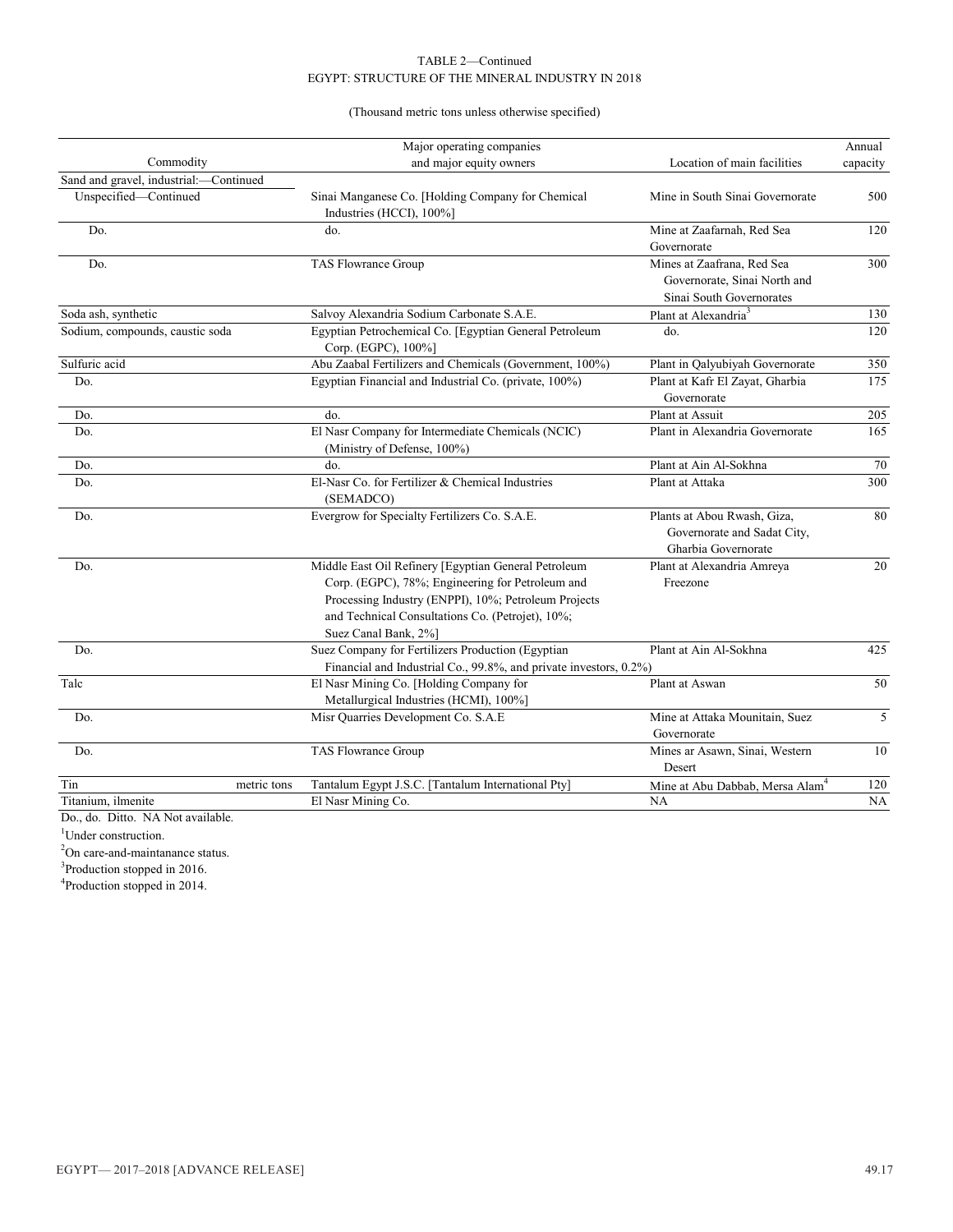TABLE 2—Continued
EGYPT: STRUCTURE OF THE MINERAL INDUSTRY IN 2018

(Thousand metric tons unless otherwise specified)

| Commodity | | Major operating companies and major equity owners | Location of main facilities | Annual capacity |
|---|---|---|---|---|
| Sand and gravel, industrial:—Continued | | | | |
| Unspecified—Continued | | Sinai Manganese Co. [Holding Company for Chemical Industries (HCCI), 100%] | Mine in South Sinai Governorate | 500 |
| Do. | | do. | Mine at Zaafarnah, Red Sea Governorate | 120 |
| Do. | | TAS Flowrance Group | Mines at Zaafrana, Red Sea Governorate, Sinai North and Sinai South Governorates | 300 |
| Soda ash, synthetic | | Salvoy Alexandria Sodium Carbonate S.A.E. | Plant at Alexandria[3] | 130 |
| Sodium, compounds, caustic soda | | Egyptian Petrochemical Co. [Egyptian General Petroleum Corp. (EGPC), 100%] | do. | 120 |
| Sulfuric acid | | Abu Zaabal Fertilizers and Chemicals (Government, 100%) | Plant in Qalyubiyah Governorate | 350 |
| Do. | | Egyptian Financial and Industrial Co. (private, 100%) | Plant at Kafr El Zayat, Gharbia Governorate | 175 |
| Do. | | do. | Plant at Assuit | 205 |
| Do. | | El Nasr Company for Intermediate Chemicals (NCIC) (Ministry of Defense, 100%) | Plant in Alexandria Governorate | 165 |
| Do. | | do. | Plant at Ain Al-Sokhna | 70 |
| Do. | | El-Nasr Co. for Fertilizer & Chemical Industries (SEMADCO) | Plant at Attaka | 300 |
| Do. | | Evergrow for Specialty Fertilizers Co. S.A.E. | Plants at Abou Rwash, Giza, Governorate and Sadat City, Gharbia Governorate | 80 |
| Do. | | Middle East Oil Refinery [Egyptian General Petroleum Corp. (EGPC), 78%; Engineering for Petroleum and Processing Industry (ENPPI), 10%; Petroleum Projects and Technical Consultations Co. (Petrojet), 10%; Suez Canal Bank, 2%] | Plant at Alexandria Amreya Freezone | 20 |
| Do. | | Suez Company for Fertilizers Production (Egyptian Financial and Industrial Co., 99.8%, and private investors, 0.2%) | Plant at Ain Al-Sokhna | 425 |
| Talc | | El Nasr Mining Co. [Holding Company for Metallurgical Industries (HCMI), 100%] | Plant at Aswan | 50 |
| Do. | | Misr Quarries Development Co. S.A.E | Mine at Attaka Mounitain, Suez Governorate | 5 |
| Do. | | TAS Flowrance Group | Mines ar Asawn, Sinai, Western Desert | 10 |
| Tin | metric tons | Tantalum Egypt J.S.C. [Tantalum International Pty] | Mine at Abu Dabbab, Mersa Alam[4] | 120 |
| Titanium, ilmenite | | El Nasr Mining Co. | NA | NA |

Do., do. Ditto. NA Not available.

[1]Under construction.

[2]On care-and-maintanance status.

[3]Production stopped in 2016.

[4]Production stopped in 2014.